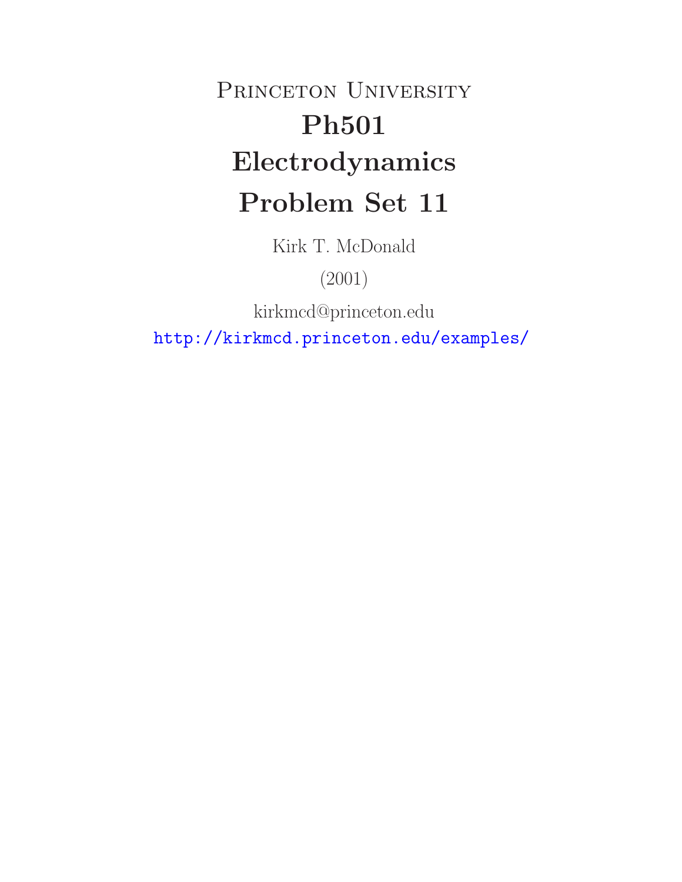# Princeton University

# Ph501

# Electrodynamics

# Problem Set 11

Kirk T. McDonald

(2001)

kirkmcd@princeton.edu

http://kirkmcd.princeton.edu/examples/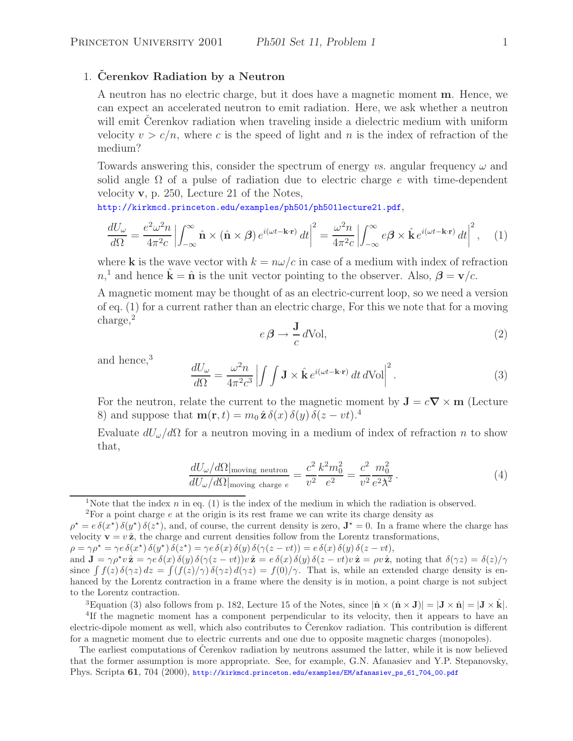## 1. Čerenkov Radiation by a Neutron

A neutron has no electric charge, but it does have a magnetic moment $\mathbf{m}$. Hence, we can expect an accelerated neutron to emit radiation. Here, we ask whether a neutron will emit Čerenkov radiation when traveling inside a dielectric medium with uniform velocity $v > c/n$, where $c$ is the speed of light and $n$ is the index of refraction of the medium?

Towards answering this, consider the spectrum of energy *vs.* angular frequency $\omega$ and solid angle $\Omega$ of a pulse of radiation due to electric charge $e$ with time-dependent velocity $\mathbf{v}$, p. 250, Lecture 21 of the Notes,
http://kirkmcd.princeton.edu/examples/ph501/ph501lecture21.pdf,

$$\frac{dU_\omega}{d\Omega} = \frac{e^2\omega^2 n}{4\pi^2 c}\left|\int_{-\infty}^{\infty} \hat{\mathbf{n}} \times (\hat{\mathbf{n}} \times \boldsymbol{\beta})\, e^{i(\omega t - \mathbf{k}\cdot\mathbf{r})}\, dt\right|^2 = \frac{\omega^2 n}{4\pi^2 c}\left|\int_{-\infty}^{\infty} e\boldsymbol{\beta} \times \hat{\mathbf{k}}\, e^{i(\omega t - \mathbf{k}\cdot\mathbf{r})}\, dt\right|^2, \qquad (1)$$

where $\mathbf{k}$ is the wave vector with $k = n\omega/c$ in case of a medium with index of refraction $n$,[1] and hence $\hat{\mathbf{k}} = \hat{\mathbf{n}}$ is the unit vector pointing to the observer. Also, $\boldsymbol{\beta} = \mathbf{v}/c$.

A magnetic moment may be thought of as an electric-current loop, so we need a version of eq. (1) for a current rather than an electric charge, For this we note that for a moving charge,[2]

$$e\,\boldsymbol{\beta} \to \frac{\mathbf{J}}{c}\, d\text{Vol}, \qquad (2)$$

and hence,[3]

$$\frac{dU_\omega}{d\Omega} = \frac{\omega^2 n}{4\pi^2 c^3}\left|\int\int \mathbf{J} \times \hat{\mathbf{k}}\, e^{i(\omega t - \mathbf{k}\cdot\mathbf{r})}\, dt\, d\text{Vol}\right|^2. \qquad (3)$$

For the neutron, relate the current to the magnetic moment by $\mathbf{J} = c\boldsymbol{\nabla} \times \mathbf{m}$ (Lecture 8) and suppose that $\mathbf{m}(\mathbf{r}, t) = m_0\, \hat{\mathbf{z}}\, \delta(x)\, \delta(y)\, \delta(z - vt)$.[4]

Evaluate $dU_\omega/d\Omega$ for a neutron moving in a medium of index of refraction $n$ to show that,

$$\frac{dU_\omega/d\Omega|_{\text{moving neutron}}}{dU_\omega/d\Omega|_{\text{moving charge } e}} = \frac{c^2}{v^2}\frac{k^2 m_0^2}{e^2} = \frac{c^2}{v^2}\frac{m_0^2}{e^2 \lambda\!\!\!^{-2}}. \qquad (4)$$

---

[1] Note that the index $n$ in eq. (1) is the index of the medium in which the radiation is observed.

[2] For a point charge $e$ at the origin is its rest frame we can write its charge density as $\rho^\star = e\,\delta(x^\star)\,\delta(y^\star)\,\delta(z^\star)$, and, of course, the current density is zero, $\mathbf{J}^\star = 0$. In a frame where the charge has velocity $\mathbf{v} = v\,\hat{\mathbf{z}}$, the charge and current densities follow from the Lorentz transformations, $\rho = \gamma\rho^\star = \gamma e\,\delta(x^\star)\,\delta(y^\star)\,\delta(z^\star) = \gamma e\,\delta(x)\,\delta(y)\,\delta(\gamma(z - vt)) = e\,\delta(x)\,\delta(y)\,\delta(z - vt)$, and $\mathbf{J} = \gamma\rho^\star v\,\hat{\mathbf{z}} = \gamma e\,\delta(x)\,\delta(y)\,\delta(\gamma(z - vt))v\,\hat{\mathbf{z}} = e\,\delta(x)\,\delta(y)\,\delta(z - vt)v\,\hat{\mathbf{z}} = \rho v\,\hat{\mathbf{z}}$, noting that $\delta(\gamma z) = \delta(z)/\gamma$ since $\int f(z)\,\delta(\gamma z)\,dz = \int (f(z)/\gamma)\,\delta(\gamma z)\,d(\gamma z) = f(0)/\gamma$. That is, while an extended charge density is enhanced by the Lorentz contraction in a frame where the density is in motion, a point charge is not subject to the Lorentz contraction.

[3] Equation (3) also follows from p. 182, Lecture 15 of the Notes, since $|\hat{\mathbf{n}} \times (\hat{\mathbf{n}} \times \mathbf{J})| = |\mathbf{J} \times \hat{\mathbf{n}}| = |\mathbf{J} \times \hat{\mathbf{k}}|$.

[4] If the magnetic moment has a component perpendicular to its velocity, then it appears to have an electric-dipole moment as well, which also contributes to Čerenkov radiation. This contribution is different for a magnetic moment due to electric currents and one due to opposite magnetic charges (monopoles).

The earliest computations of Čerenkov radiation by neutrons assumed the latter, while it is now believed that the former assumption is more appropriate. See, for example, G.N. Afanasiev and Y.P. Stepanovsky, Phys. Scripta **61**, 704 (2000), http://kirkmcd.princeton.edu/examples/EM/afanasiev_ps_61_704_00.pdf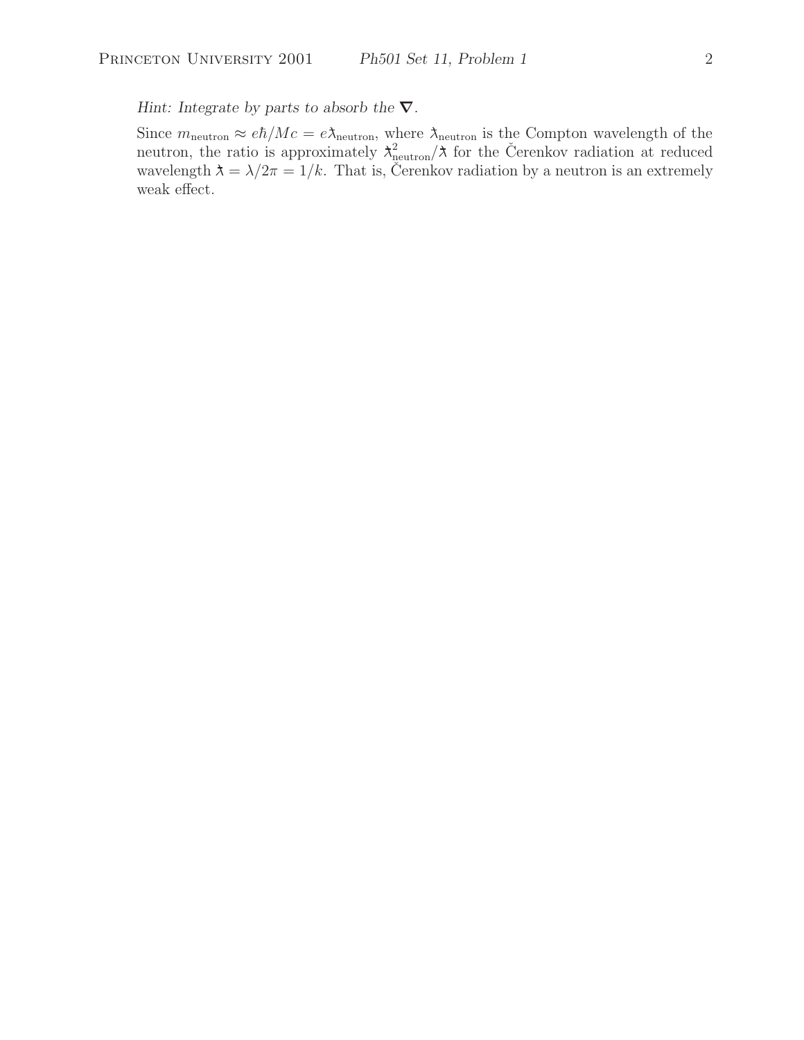*Hint: Integrate by parts to absorb the* $\boldsymbol{\nabla}$.

Since $m_{\rm neutron} \approx e\hbar/Mc = e\lambda\!\!\!^{-}_{\rm neutron}$, where $\lambda\!\!\!^{-}_{\rm neutron}$ is the Compton wavelength of the neutron, the ratio is approximately $\lambda\!\!\!^{-2}_{\rm neutron}/\lambda\!\!\!^{-}$ for the Čerenkov radiation at reduced wavelength $\lambda\!\!\!^{-} = \lambda/2\pi = 1/k$. That is, Čerenkov radiation by a neutron is an extremely weak effect.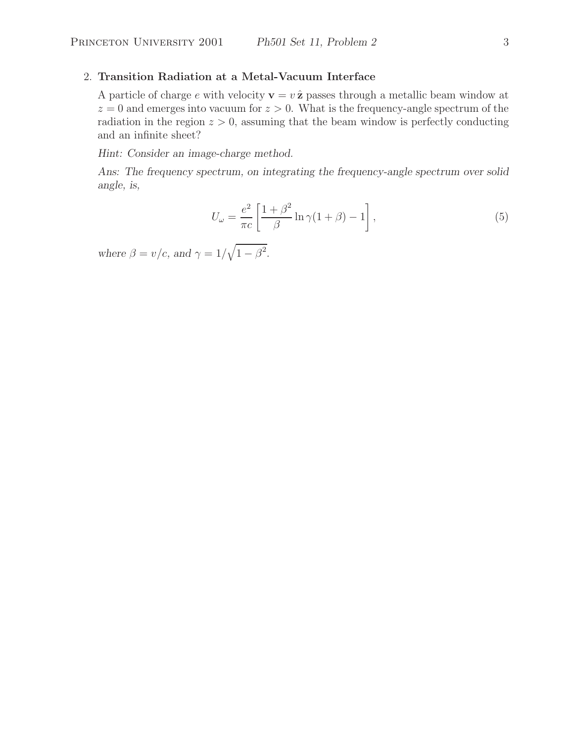2. **Transition Radiation at a Metal-Vacuum Interface**

A particle of charge $e$ with velocity $\mathbf{v} = v\,\hat{\mathbf{z}}$ passes through a metallic beam window at $z = 0$ and emerges into vacuum for $z > 0$. What is the frequency-angle spectrum of the radiation in the region $z > 0$, assuming that the beam window is perfectly conducting and an infinite sheet?

*Hint: Consider an image-charge method.*

*Ans: The frequency spectrum, on integrating the frequency-angle spectrum over solid angle, is,*

$$U_\omega = \frac{e^2}{\pi c}\left[\frac{1+\beta^2}{\beta}\ln\gamma(1+\beta) - 1\right], \tag{5}$$

*where* $\beta = v/c$*, and* $\gamma = 1/\sqrt{1-\beta^2}$.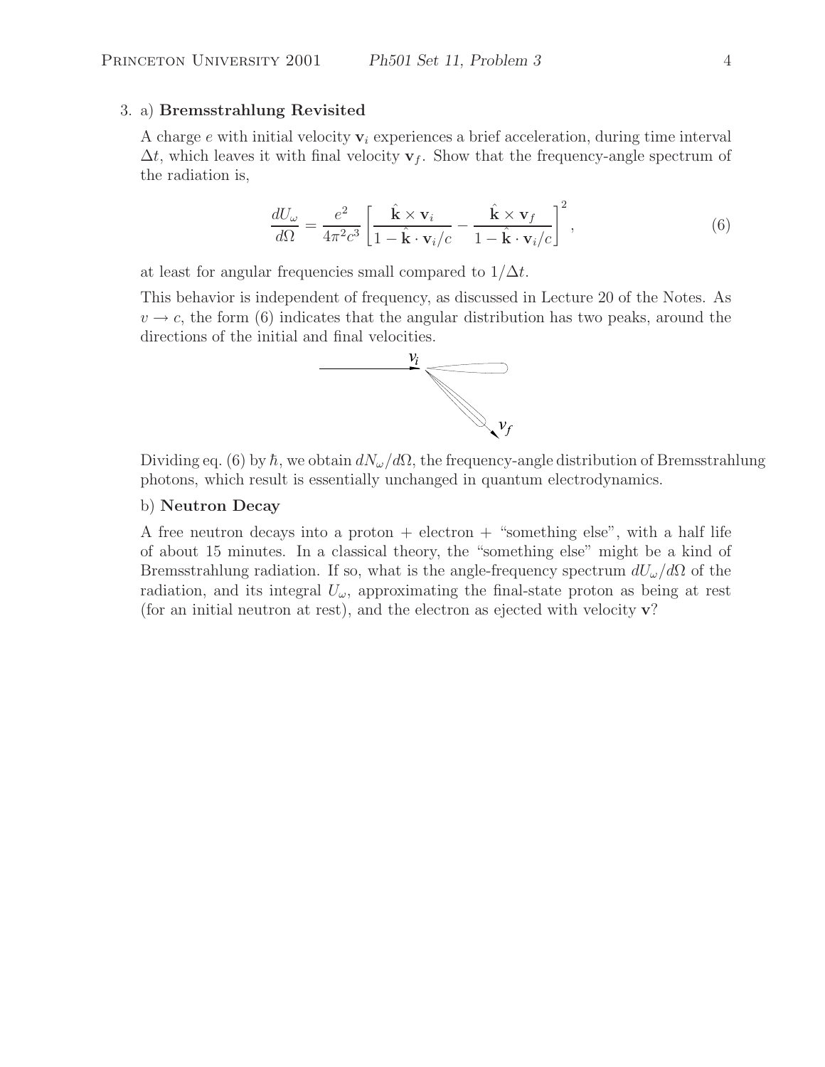3. a) **Bremsstrahlung Revisited**

A charge $e$ with initial velocity $\mathbf{v}_i$ experiences a brief acceleration, during time interval $\Delta t$, which leaves it with final velocity $\mathbf{v}_f$. Show that the frequency-angle spectrum of the radiation is,

$$\frac{dU_\omega}{d\Omega} = \frac{e^2}{4\pi^2 c^3}\left[\frac{\hat{\mathbf{k}} \times \mathbf{v}_i}{1 - \hat{\mathbf{k}} \cdot \mathbf{v}_i/c} - \frac{\hat{\mathbf{k}} \times \mathbf{v}_f}{1 - \hat{\mathbf{k}} \cdot \mathbf{v}_i/c}\right]^2, \tag{6}$$

at least for angular frequencies small compared to $1/\Delta t$.

This behavior is independent of frequency, as discussed in Lecture 20 of the Notes. As $v \to c$, the form (6) indicates that the angular distribution has two peaks, around the directions of the initial and final velocities.

Dividing eq. (6) by $\hbar$, we obtain $dN_\omega/d\Omega$, the frequency-angle distribution of Bremsstrahlung photons, which result is essentially unchanged in quantum electrodynamics.

b) **Neutron Decay**

A free neutron decays into a proton + electron + "something else", with a half life of about 15 minutes. In a classical theory, the "something else" might be a kind of Bremsstrahlung radiation. If so, what is the angle-frequency spectrum $dU_\omega/d\Omega$ of the radiation, and its integral $U_\omega$, approximating the final-state proton as being at rest (for an initial neutron at rest), and the electron as ejected with velocity $\mathbf{v}$?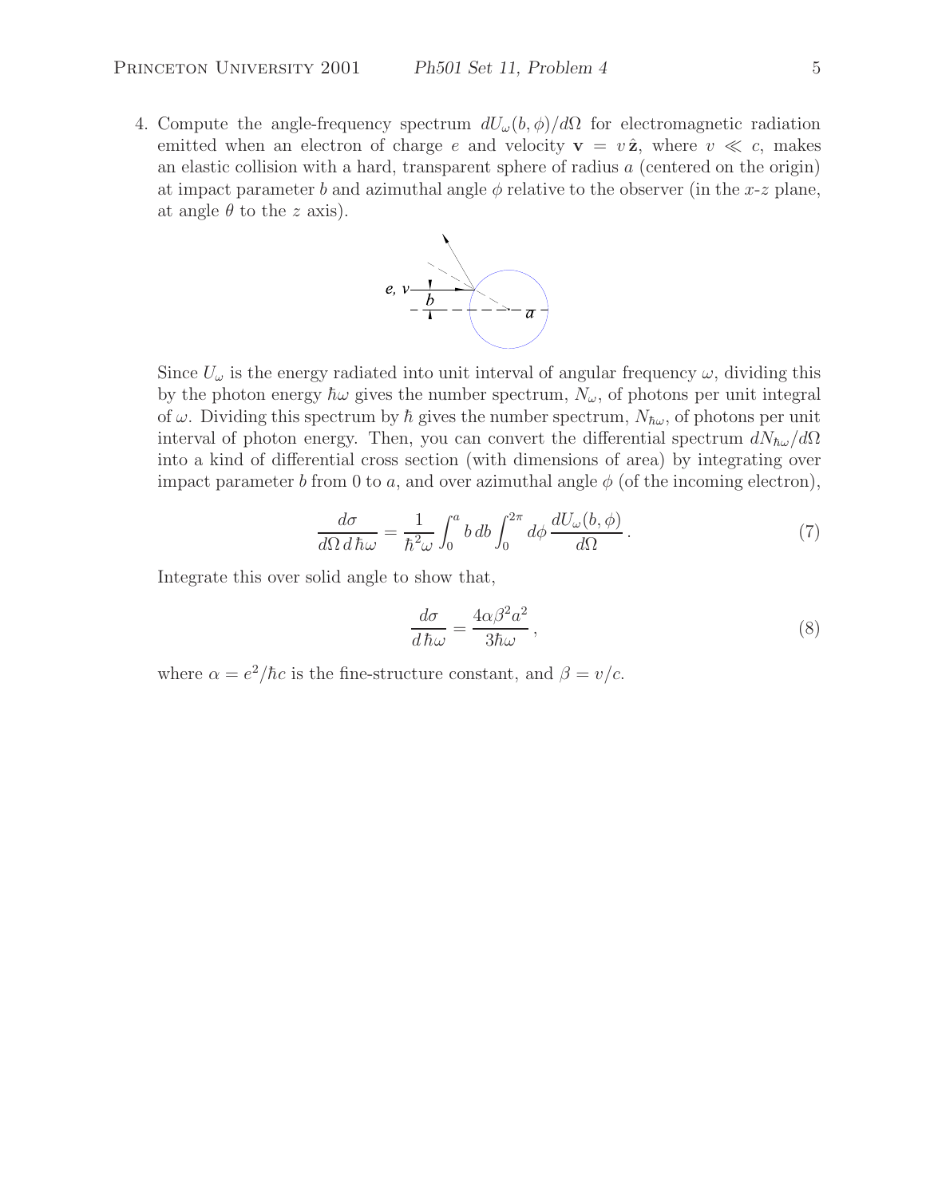4. Compute the angle-frequency spectrum $dU_\omega(b,\phi)/d\Omega$ for electromagnetic radiation emitted when an electron of charge $e$ and velocity $\mathbf{v} = v\,\hat{\mathbf{z}}$, where $v \ll c$, makes an elastic collision with a hard, transparent sphere of radius $a$ (centered on the origin) at impact parameter $b$ and azimuthal angle $\phi$ relative to the observer (in the $x$-$z$ plane, at angle $\theta$ to the $z$ axis).

Since $U_\omega$ is the energy radiated into unit interval of angular frequency $\omega$, dividing this by the photon energy $\hbar\omega$ gives the number spectrum, $N_\omega$, of photons per unit integral of $\omega$. Dividing this spectrum by $\hbar$ gives the number spectrum, $N_{\hbar\omega}$, of photons per unit interval of photon energy. Then, you can convert the differential spectrum $dN_{\hbar\omega}/d\Omega$ into a kind of differential cross section (with dimensions of area) by integrating over impact parameter $b$ from 0 to $a$, and over azimuthal angle $\phi$ (of the incoming electron),

$$\frac{d\sigma}{d\Omega\, d\hbar\omega} = \frac{1}{\hbar^2\omega}\int_0^a b\, db \int_0^{2\pi} d\phi\, \frac{dU_\omega(b,\phi)}{d\Omega}\,. \tag{7}$$

Integrate this over solid angle to show that,

$$\frac{d\sigma}{d\,\hbar\omega} = \frac{4\alpha\beta^2 a^2}{3\hbar\omega}\,, \tag{8}$$

where $\alpha = e^2/\hbar c$ is the fine-structure constant, and $\beta = v/c$.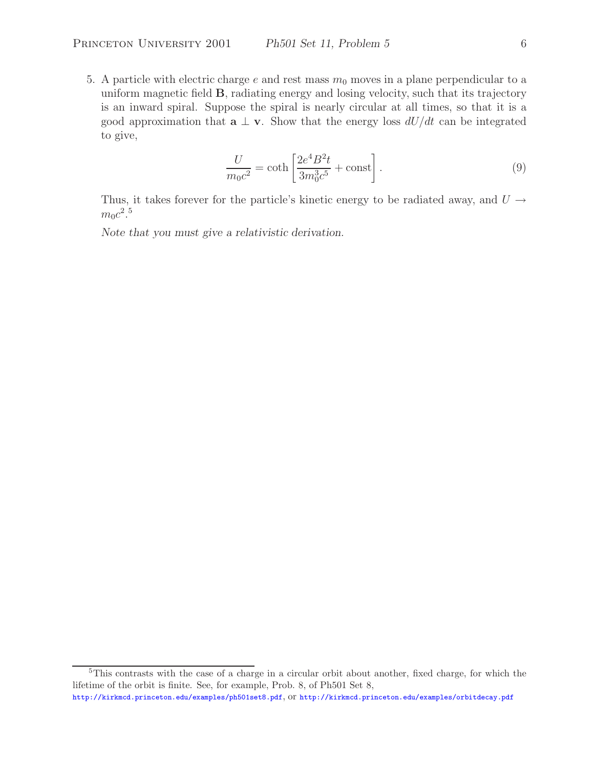5. A particle with electric charge $e$ and rest mass $m_0$ moves in a plane perpendicular to a uniform magnetic field $\mathbf{B}$, radiating energy and losing velocity, such that its trajectory is an inward spiral. Suppose the spiral is nearly circular at all times, so that it is a good approximation that $\mathbf{a} \perp \mathbf{v}$. Show that the energy loss $dU/dt$ can be integrated to give,

$$\frac{U}{m_0 c^2} = \coth\left[\frac{2e^4 B^2 t}{3m_0^3 c^5} + \text{const}\right]. \tag{9}$$

Thus, it takes forever for the particle's kinetic energy to be radiated away, and $U \to m_0 c^2$.[5]

*Note that you must give a relativistic derivation.*

---

[5] This contrasts with the case of a charge in a circular orbit about another, fixed charge, for which the lifetime of the orbit is finite. See, for example, Prob. 8, of Ph501 Set 8, http://kirkmcd.princeton.edu/examples/ph501set8.pdf, or http://kirkmcd.princeton.edu/examples/orbitdecay.pdf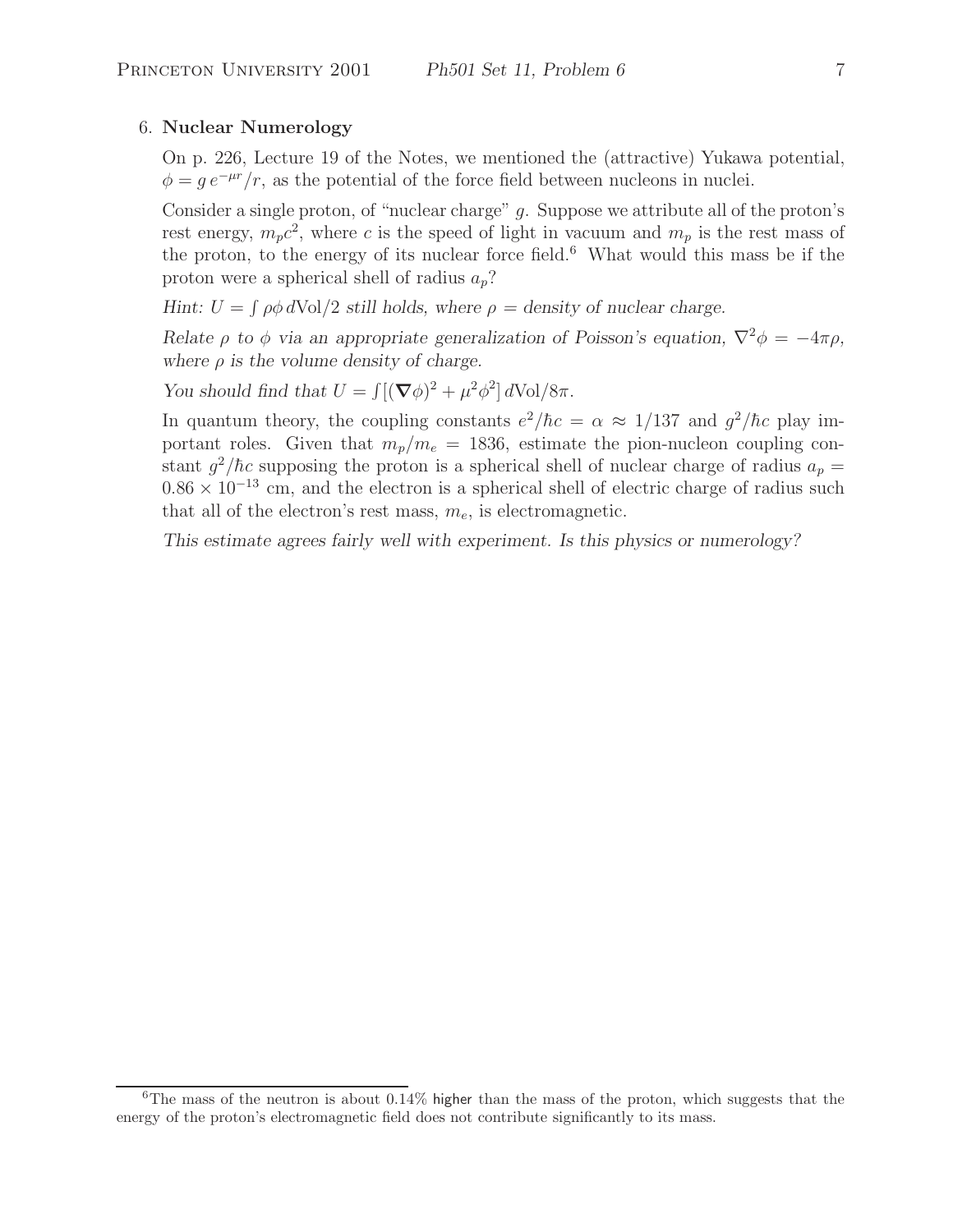6. **Nuclear Numerology**

On p. 226, Lecture 19 of the Notes, we mentioned the (attractive) Yukawa potential, $\phi = g\, e^{-\mu r}/r$, as the potential of the force field between nucleons in nuclei.

Consider a single proton, of "nuclear charge" $g$. Suppose we attribute all of the proton's rest energy, $m_p c^2$, where $c$ is the speed of light in vacuum and $m_p$ is the rest mass of the proton, to the energy of its nuclear force field.[6] What would this mass be if the proton were a spherical shell of radius $a_p$?

*Hint: $U = \int \rho\phi\, d\text{Vol}/2$ still holds, where $\rho$ = density of nuclear charge.*

*Relate $\rho$ to $\phi$ via an appropriate generalization of Poisson's equation, $\nabla^2\phi = -4\pi\rho$, where $\rho$ is the volume density of charge.*

*You should find that $U = \int [(\boldsymbol{\nabla}\phi)^2 + \mu^2\phi^2]\, d\text{Vol}/8\pi$.*

In quantum theory, the coupling constants $e^2/\hbar c = \alpha \approx 1/137$ and $g^2/\hbar c$ play important roles. Given that $m_p/m_e = 1836$, estimate the pion-nucleon coupling constant $g^2/\hbar c$ supposing the proton is a spherical shell of nuclear charge of radius $a_p = 0.86 \times 10^{-13}$ cm, and the electron is a spherical shell of electric charge of radius such that all of the electron's rest mass, $m_e$, is electromagnetic.

*This estimate agrees fairly well with experiment. Is this physics or numerology?*

[6] The mass of the neutron is about 0.14% higher than the mass of the proton, which suggests that the energy of the proton's electromagnetic field does not contribute significantly to its mass.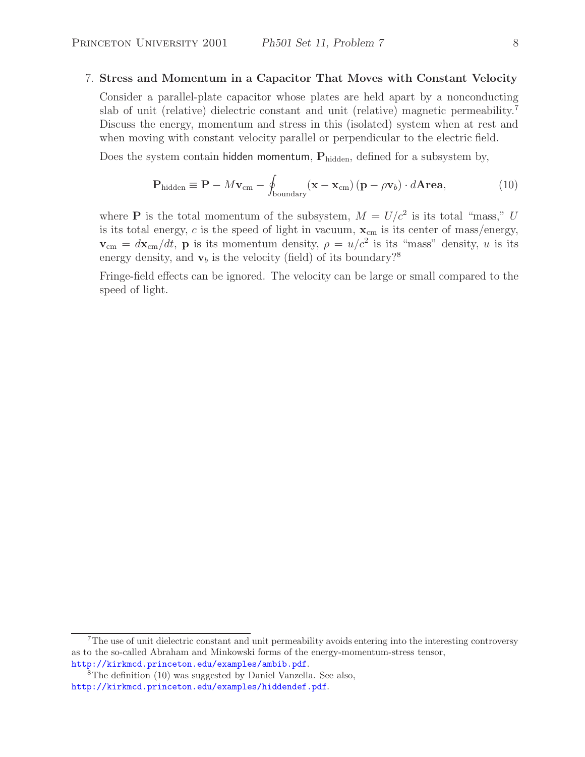7. **Stress and Momentum in a Capacitor That Moves with Constant Velocity**

Consider a parallel-plate capacitor whose plates are held apart by a nonconducting slab of unit (relative) dielectric constant and unit (relative) magnetic permeability.[7] Discuss the energy, momentum and stress in this (isolated) system when at rest and when moving with constant velocity parallel or perpendicular to the electric field.

Does the system contain hidden momentum, $\mathbf{P}_{\rm hidden}$, defined for a subsystem by,

$$\mathbf{P}_{\rm hidden} \equiv \mathbf{P} - M\mathbf{v}_{\rm cm} - \oint_{\rm boundary} (\mathbf{x} - \mathbf{x}_{\rm cm}) \, (\mathbf{p} - \rho \mathbf{v}_b) \cdot d\mathbf{Area}, \tag{10}$$

where $\mathbf{P}$ is the total momentum of the subsystem, $M = U/c^2$ is its total "mass," $U$ is its total energy, $c$ is the speed of light in vacuum, $\mathbf{x}_{\rm cm}$ is its center of mass/energy, $\mathbf{v}_{\rm cm} = d\mathbf{x}_{\rm cm}/dt$, $\mathbf{p}$ is its momentum density, $\rho = u/c^2$ is its "mass" density, $u$ is its energy density, and $\mathbf{v}_b$ is the velocity (field) of its boundary?[8]

Fringe-field effects can be ignored. The velocity can be large or small compared to the speed of light.

---

[7] The use of unit dielectric constant and unit permeability avoids entering into the interesting controversy as to the so-called Abraham and Minkowski forms of the energy-momentum-stress tensor, http://kirkmcd.princeton.edu/examples/ambib.pdf.

[8] The definition (10) was suggested by Daniel Vanzella. See also, http://kirkmcd.princeton.edu/examples/hiddendef.pdf.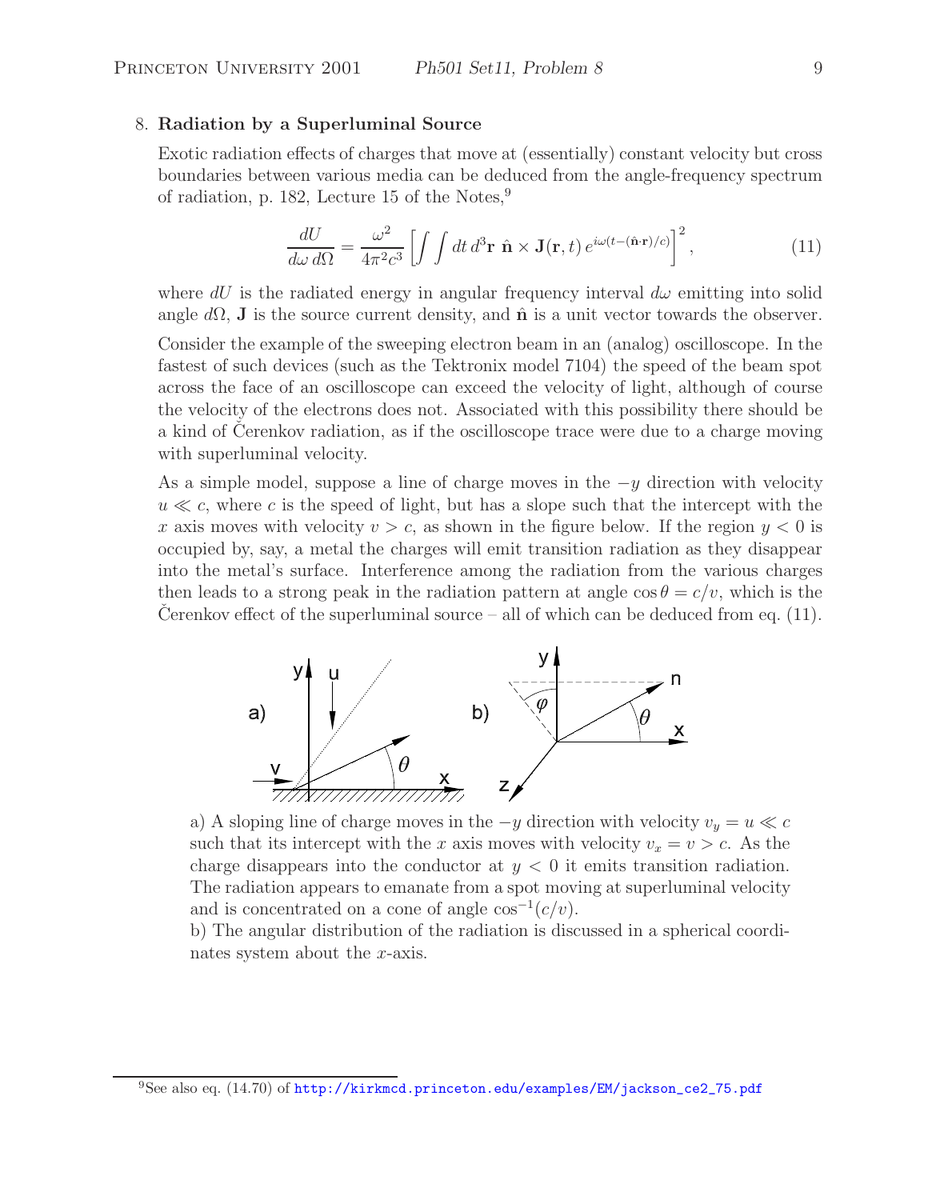8. **Radiation by a Superluminal Source**

Exotic radiation effects of charges that move at (essentially) constant velocity but cross boundaries between various media can be deduced from the angle-frequency spectrum of radiation, p. 182, Lecture 15 of the Notes,[9]

$$\frac{dU}{d\omega\, d\Omega} = \frac{\omega^2}{4\pi^2 c^3} \left[ \int \int dt\, d^3\mathbf{r}\ \hat{\mathbf{n}} \times \mathbf{J}(\mathbf{r}, t)\, e^{i\omega(t - (\hat{\mathbf{n}}\cdot\mathbf{r})/c)} \right]^2, \tag{11}$$

where $dU$ is the radiated energy in angular frequency interval $d\omega$ emitting into solid angle $d\Omega$, $\mathbf{J}$ is the source current density, and $\hat{\mathbf{n}}$ is a unit vector towards the observer.

Consider the example of the sweeping electron beam in an (analog) oscilloscope. In the fastest of such devices (such as the Tektronix model 7104) the speed of the beam spot across the face of an oscilloscope can exceed the velocity of light, although of course the velocity of the electrons does not. Associated with this possibility there should be a kind of Čerenkov radiation, as if the oscilloscope trace were due to a charge moving with superluminal velocity.

As a simple model, suppose a line of charge moves in the $-y$ direction with velocity $u \ll c$, where $c$ is the speed of light, but has a slope such that the intercept with the $x$ axis moves with velocity $v > c$, as shown in the figure below. If the region $y < 0$ is occupied by, say, a metal the charges will emit transition radiation as they disappear into the metal's surface. Interference among the radiation from the various charges then leads to a strong peak in the radiation pattern at angle $\cos\theta = c/v$, which is the Čerenkov effect of the superluminal source – all of which can be deduced from eq. (11).

a) A sloping line of charge moves in the $-y$ direction with velocity $v_y = u \ll c$ such that its intercept with the $x$ axis moves with velocity $v_x = v > c$. As the charge disappears into the conductor at $y < 0$ it emits transition radiation. The radiation appears to emanate from a spot moving at superluminal velocity and is concentrated on a cone of angle $\cos^{-1}(c/v)$.

b) The angular distribution of the radiation is discussed in a spherical coordinates system about the $x$-axis.

[9] See also eq. (14.70) of http://kirkmcd.princeton.edu/examples/EM/jackson_ce2_75.pdf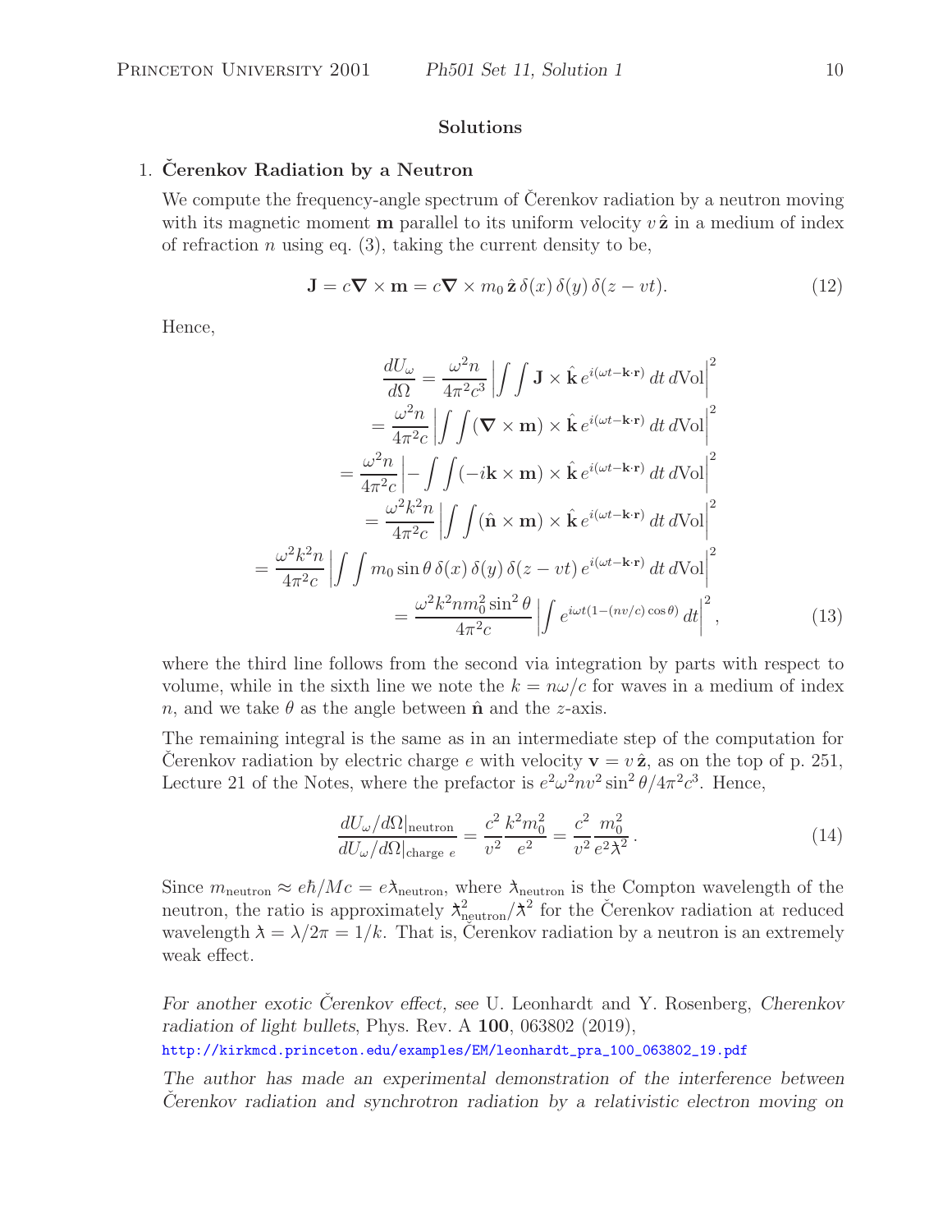## Solutions

### 1. Čerenkov Radiation by a Neutron

We compute the frequency-angle spectrum of Čerenkov radiation by a neutron moving with its magnetic moment $\mathbf{m}$ parallel to its uniform velocity $v\,\hat{\mathbf{z}}$ in a medium of index of refraction $n$ using eq. (3), taking the current density to be,

$$\mathbf{J} = c\boldsymbol{\nabla}\times\mathbf{m} = c\boldsymbol{\nabla}\times m_0\,\hat{\mathbf{z}}\,\delta(x)\,\delta(y)\,\delta(z-vt). \tag{12}$$

Hence,

$$
\begin{aligned}
\frac{dU_\omega}{d\Omega} &= \frac{\omega^2 n}{4\pi^2 c^3}\left|\int\int \mathbf{J}\times\hat{\mathbf{k}}\,e^{i(\omega t-\mathbf{k}\cdot\mathbf{r})}\,dt\,d\text{Vol}\right|^2 \\
&= \frac{\omega^2 n}{4\pi^2 c}\left|\int\int (\boldsymbol{\nabla}\times\mathbf{m})\times\hat{\mathbf{k}}\,e^{i(\omega t-\mathbf{k}\cdot\mathbf{r})}\,dt\,d\text{Vol}\right|^2 \\
&= \frac{\omega^2 n}{4\pi^2 c}\left|-\int\int (-i\mathbf{k}\times\mathbf{m})\times\hat{\mathbf{k}}\,e^{i(\omega t-\mathbf{k}\cdot\mathbf{r})}\,dt\,d\text{Vol}\right|^2 \\
&= \frac{\omega^2 k^2 n}{4\pi^2 c}\left|\int\int (\hat{\mathbf{n}}\times\mathbf{m})\times\hat{\mathbf{k}}\,e^{i(\omega t-\mathbf{k}\cdot\mathbf{r})}\,dt\,d\text{Vol}\right|^2 \\
&= \frac{\omega^2 k^2 n}{4\pi^2 c}\left|\int\int m_0\sin\theta\,\delta(x)\,\delta(y)\,\delta(z-vt)\,e^{i(\omega t-\mathbf{k}\cdot\mathbf{r})}\,dt\,d\text{Vol}\right|^2 \\
&= \frac{\omega^2 k^2 n m_0^2\sin^2\theta}{4\pi^2 c}\left|\int e^{i\omega t(1-(nv/c)\cos\theta)}\,dt\right|^2,
\end{aligned} \tag{13}
$$

where the third line follows from the second via integration by parts with respect to volume, while in the sixth line we note the $k = n\omega/c$ for waves in a medium of index $n$, and we take $\theta$ as the angle between $\hat{\mathbf{n}}$ and the $z$-axis.

The remaining integral is the same as in an intermediate step of the computation for Čerenkov radiation by electric charge $e$ with velocity $\mathbf{v} = v\,\hat{\mathbf{z}}$, as on the top of p. 251, Lecture 21 of the Notes, where the prefactor is $e^2\omega^2 nv^2\sin^2\theta/4\pi^2c^3$. Hence,

$$\frac{dU_\omega/d\Omega|_{\text{neutron}}}{dU_\omega/d\Omega|_{\text{charge } e}} = \frac{c^2}{v^2}\frac{k^2 m_0^2}{e^2} = \frac{c^2}{v^2}\frac{m_0^2}{e^2\lambda\!\!\!^{-2}}. \tag{14}$$

Since $m_{\text{neutron}} \approx e\hbar/Mc = e\lambda\!\!\!^{-}_{\text{neutron}}$, where $\lambda\!\!\!^{-}_{\text{neutron}}$ is the Compton wavelength of the neutron, the ratio is approximately $\lambda\!\!\!^{-2}_{\text{neutron}}/\lambda\!\!\!^{-2}$ for the Čerenkov radiation at reduced wavelength $\lambda\!\!\!^{-} = \lambda/2\pi = 1/k$. That is, Čerenkov radiation by a neutron is an extremely weak effect.

*For another exotic Čerenkov effect, see* U. Leonhardt and Y. Rosenberg, *Cherenkov radiation of light bullets*, Phys. Rev. A **100**, 063802 (2019), http://kirkmcd.princeton.edu/examples/EM/leonhardt_pra_100_063802_19.pdf

*The author has made an experimental demonstration of the interference between Čerenkov radiation and synchrotron radiation by a relativistic electron moving on*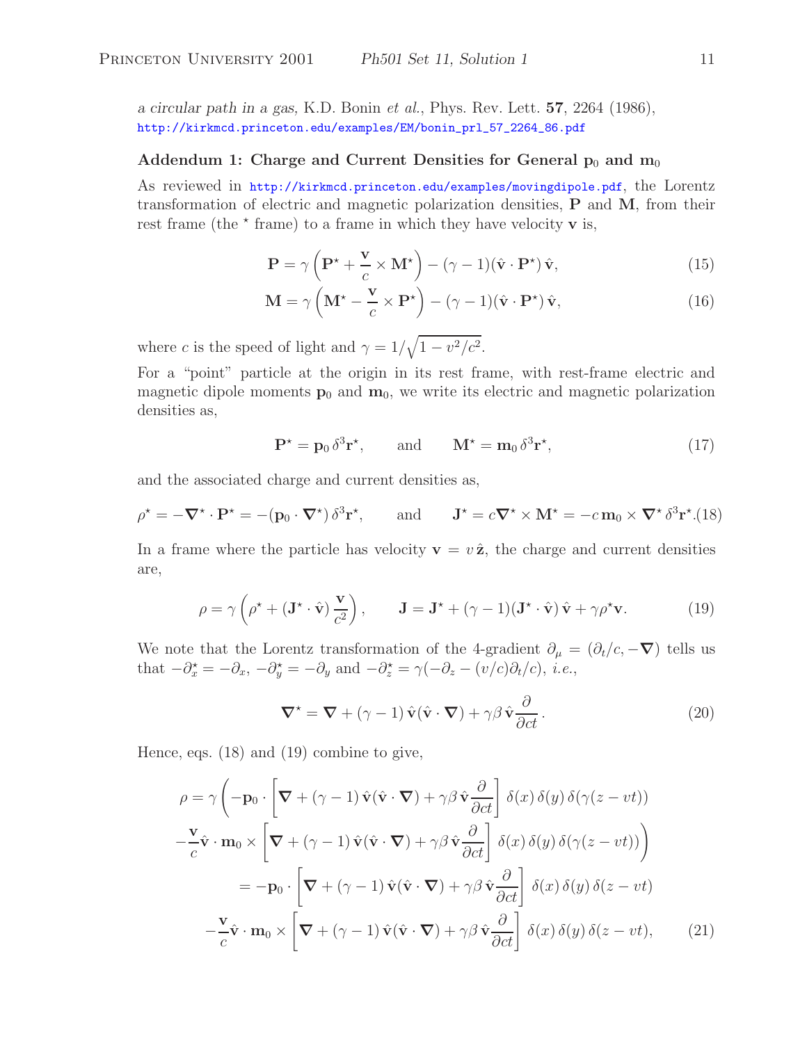*a circular path in a gas*, K.D. Bonin *et al.*, Phys. Rev. Lett. **57**, 2264 (1986), http://kirkmcd.princeton.edu/examples/EM/bonin_prl_57_2264_86.pdf

### Addendum 1: Charge and Current Densities for General $\mathbf{p}_0$ and $\mathbf{m}_0$

As reviewed in http://kirkmcd.princeton.edu/examples/movingdipole.pdf, the Lorentz transformation of electric and magnetic polarization densities, $\mathbf{P}$ and $\mathbf{M}$, from their rest frame (the $^\star$ frame) to a frame in which they have velocity $\mathbf{v}$ is,

$$\mathbf{P} = \gamma\left(\mathbf{P}^\star + \frac{\mathbf{v}}{c}\times\mathbf{M}^\star\right) - (\gamma-1)(\hat{\mathbf{v}}\cdot\mathbf{P}^\star)\,\hat{\mathbf{v}}, \tag{15}$$

$$\mathbf{M} = \gamma\left(\mathbf{M}^\star - \frac{\mathbf{v}}{c}\times\mathbf{P}^\star\right) - (\gamma-1)(\hat{\mathbf{v}}\cdot\mathbf{P}^\star)\,\hat{\mathbf{v}}, \tag{16}$$

where $c$ is the speed of light and $\gamma = 1/\sqrt{1-v^2/c^2}$.

For a "point" particle at the origin in its rest frame, with rest-frame electric and magnetic dipole moments $\mathbf{p}_0$ and $\mathbf{m}_0$, we write its electric and magnetic polarization densities as,

$$\mathbf{P}^\star = \mathbf{p}_0\,\delta^3\mathbf{r}^\star, \qquad \text{and} \qquad \mathbf{M}^\star = \mathbf{m}_0\,\delta^3\mathbf{r}^\star, \tag{17}$$

and the associated charge and current densities as,

$$\rho^\star = -\boldsymbol{\nabla}^\star\cdot\mathbf{P}^\star = -(\mathbf{p}_0\cdot\boldsymbol{\nabla}^\star)\,\delta^3\mathbf{r}^\star, \qquad \text{and} \qquad \mathbf{J}^\star = c\boldsymbol{\nabla}^\star\times\mathbf{M}^\star = -c\,\mathbf{m}_0\times\boldsymbol{\nabla}^\star\,\delta^3\mathbf{r}^\star. \tag{18}$$

In a frame where the particle has velocity $\mathbf{v} = v\,\hat{\mathbf{z}}$, the charge and current densities are,

$$\rho = \gamma\left(\rho^\star + (\mathbf{J}^\star\cdot\hat{\mathbf{v}})\,\frac{\mathbf{v}}{c^2}\right), \qquad \mathbf{J} = \mathbf{J}^\star + (\gamma-1)(\mathbf{J}^\star\cdot\hat{\mathbf{v}})\,\hat{\mathbf{v}} + \gamma\rho^\star\mathbf{v}. \tag{19}$$

We note that the Lorentz transformation of the 4-gradient $\partial_\mu = (\partial_t/c, -\boldsymbol{\nabla})$ tells us that $-\partial_x^\star = -\partial_x$, $-\partial_y^\star = -\partial_y$ and $-\partial_z^\star = \gamma(-\partial_z - (v/c)\partial_t/c)$, *i.e.*,

$$\boldsymbol{\nabla}^\star = \boldsymbol{\nabla} + (\gamma-1)\,\hat{\mathbf{v}}(\hat{\mathbf{v}}\cdot\boldsymbol{\nabla}) + \gamma\beta\,\hat{\mathbf{v}}\frac{\partial}{\partial ct}\,. \tag{20}$$

Hence, eqs. (18) and (19) combine to give,

$$\begin{aligned}
\rho = \gamma\Bigg(&-\mathbf{p}_0\cdot\left[\boldsymbol{\nabla} + (\gamma-1)\,\hat{\mathbf{v}}(\hat{\mathbf{v}}\cdot\boldsymbol{\nabla}) + \gamma\beta\,\hat{\mathbf{v}}\frac{\partial}{\partial ct}\right]\,\delta(x)\,\delta(y)\,\delta(\gamma(z-vt)) \\
&-\frac{\mathbf{v}}{c}\hat{\mathbf{v}}\cdot\mathbf{m}_0\times\left[\boldsymbol{\nabla} + (\gamma-1)\,\hat{\mathbf{v}}(\hat{\mathbf{v}}\cdot\boldsymbol{\nabla}) + \gamma\beta\,\hat{\mathbf{v}}\frac{\partial}{\partial ct}\right]\,\delta(x)\,\delta(y)\,\delta(\gamma(z-vt))\Bigg) \\
= &-\mathbf{p}_0\cdot\left[\boldsymbol{\nabla} + (\gamma-1)\,\hat{\mathbf{v}}(\hat{\mathbf{v}}\cdot\boldsymbol{\nabla}) + \gamma\beta\,\hat{\mathbf{v}}\frac{\partial}{\partial ct}\right]\,\delta(x)\,\delta(y)\,\delta(z-vt) \\
&-\frac{\mathbf{v}}{c}\hat{\mathbf{v}}\cdot\mathbf{m}_0\times\left[\boldsymbol{\nabla} + (\gamma-1)\,\hat{\mathbf{v}}(\hat{\mathbf{v}}\cdot\boldsymbol{\nabla}) + \gamma\beta\,\hat{\mathbf{v}}\frac{\partial}{\partial ct}\right]\,\delta(x)\,\delta(y)\,\delta(z-vt),
\end{aligned} \tag{21}$$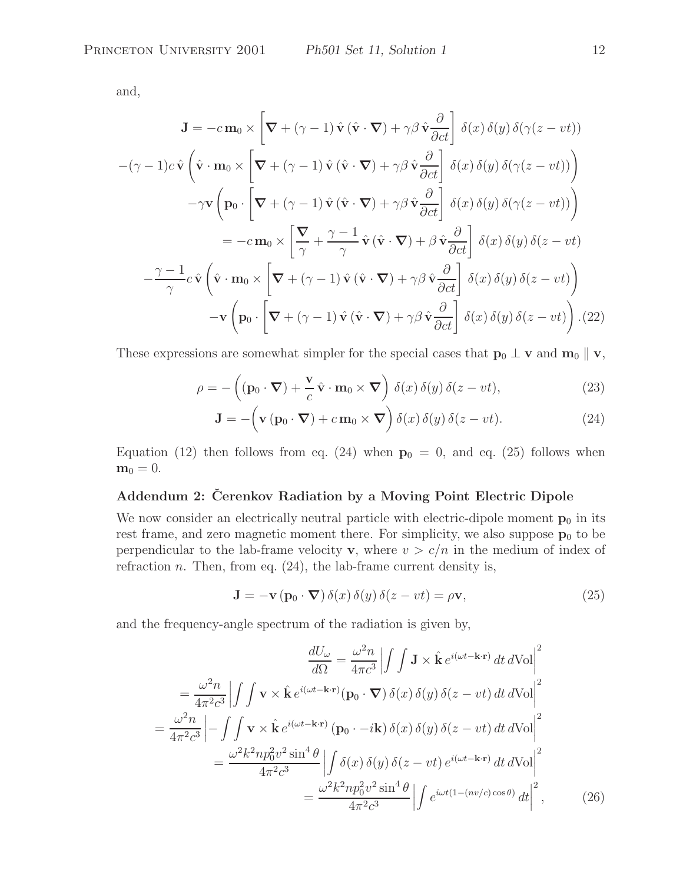and,

$$
\begin{aligned}
\mathbf{J} &= -c\,\mathbf{m}_0 \times \left[\boldsymbol{\nabla} + (\gamma - 1)\,\hat{\mathbf{v}}\,(\hat{\mathbf{v}}\cdot\boldsymbol{\nabla}) + \gamma\beta\,\hat{\mathbf{v}}\frac{\partial}{\partial ct}\right]\,\delta(x)\,\delta(y)\,\delta(\gamma(z - vt)) \\
&\quad -(\gamma-1)c\,\hat{\mathbf{v}}\left(\hat{\mathbf{v}}\cdot\mathbf{m}_0 \times \left[\boldsymbol{\nabla} + (\gamma - 1)\,\hat{\mathbf{v}}\,(\hat{\mathbf{v}}\cdot\boldsymbol{\nabla}) + \gamma\beta\,\hat{\mathbf{v}}\frac{\partial}{\partial ct}\right]\,\delta(x)\,\delta(y)\,\delta(\gamma(z - vt))\right) \\
&\quad -\gamma\mathbf{v}\left(\mathbf{p}_0\cdot\left[\boldsymbol{\nabla} + (\gamma - 1)\,\hat{\mathbf{v}}\,(\hat{\mathbf{v}}\cdot\boldsymbol{\nabla}) + \gamma\beta\,\hat{\mathbf{v}}\frac{\partial}{\partial ct}\right]\,\delta(x)\,\delta(y)\,\delta(\gamma(z - vt))\right) \\
&= -c\,\mathbf{m}_0 \times \left[\frac{\boldsymbol{\nabla}}{\gamma} + \frac{\gamma - 1}{\gamma}\,\hat{\mathbf{v}}\,(\hat{\mathbf{v}}\cdot\boldsymbol{\nabla}) + \beta\,\hat{\mathbf{v}}\frac{\partial}{\partial ct}\right]\,\delta(x)\,\delta(y)\,\delta(z - vt) \\
&\quad -\frac{\gamma-1}{\gamma}c\,\hat{\mathbf{v}}\left(\hat{\mathbf{v}}\cdot\mathbf{m}_0 \times \left[\boldsymbol{\nabla} + (\gamma - 1)\,\hat{\mathbf{v}}\,(\hat{\mathbf{v}}\cdot\boldsymbol{\nabla}) + \gamma\beta\,\hat{\mathbf{v}}\frac{\partial}{\partial ct}\right]\,\delta(x)\,\delta(y)\,\delta(z - vt)\right) \\
&\quad -\mathbf{v}\left(\mathbf{p}_0\cdot\left[\boldsymbol{\nabla} + (\gamma - 1)\,\hat{\mathbf{v}}\,(\hat{\mathbf{v}}\cdot\boldsymbol{\nabla}) + \gamma\beta\,\hat{\mathbf{v}}\frac{\partial}{\partial ct}\right]\,\delta(x)\,\delta(y)\,\delta(z - vt)\right). \qquad (22)
\end{aligned}
$$

These expressions are somewhat simpler for the special cases that $\mathbf{p}_0 \perp \mathbf{v}$ and $\mathbf{m}_0 \parallel \mathbf{v}$,

$$
\rho = -\left((\mathbf{p}_0\cdot\boldsymbol{\nabla}) + \frac{\mathbf{v}}{c}\,\hat{\mathbf{v}}\cdot\mathbf{m}_0\times\boldsymbol{\nabla}\right)\,\delta(x)\,\delta(y)\,\delta(z - vt), \qquad (23)
$$

$$
\mathbf{J} = -\Big(\mathbf{v}\,(\mathbf{p}_0\cdot\boldsymbol{\nabla}) + c\,\mathbf{m}_0\times\boldsymbol{\nabla}\Big)\,\delta(x)\,\delta(y)\,\delta(z - vt). \qquad (24)
$$

Equation (12) then follows from eq. (24) when $\mathbf{p}_0 = 0$, and eq. (25) follows when $\mathbf{m}_0 = 0$.

## Addendum 2: Čerenkov Radiation by a Moving Point Electric Dipole

We now consider an electrically neutral particle with electric-dipole moment $\mathbf{p}_0$ in its rest frame, and zero magnetic moment there. For simplicity, we also suppose $\mathbf{p}_0$ to be perpendicular to the lab-frame velocity $\mathbf{v}$, where $v > c/n$ in the medium of index of refraction $n$. Then, from eq. (24), the lab-frame current density is,

$$
\mathbf{J} = -\mathbf{v}\,(\mathbf{p}_0\cdot\boldsymbol{\nabla})\,\delta(x)\,\delta(y)\,\delta(z - vt) = \rho\mathbf{v}, \qquad (25)
$$

and the frequency-angle spectrum of the radiation is given by,

$$
\begin{aligned}
\frac{dU_\omega}{d\Omega} &= \frac{\omega^2 n}{4\pi c^3}\left|\int\int \mathbf{J}\times\hat{\mathbf{k}}\,e^{i(\omega t - \mathbf{k}\cdot\mathbf{r})}\,dt\,d\mathrm{Vol}\right|^2 \\
&= \frac{\omega^2 n}{4\pi^2 c^3}\left|\int\int \mathbf{v}\times\hat{\mathbf{k}}\,e^{i(\omega t - \mathbf{k}\cdot\mathbf{r})}(\mathbf{p}_0\cdot\boldsymbol{\nabla})\,\delta(x)\,\delta(y)\,\delta(z - vt)\,dt\,d\mathrm{Vol}\right|^2 \\
&= \frac{\omega^2 n}{4\pi^2 c^3}\left|-\int\int \mathbf{v}\times\hat{\mathbf{k}}\,e^{i(\omega t - \mathbf{k}\cdot\mathbf{r})}\,(\mathbf{p}_0\cdot -i\mathbf{k})\,\delta(x)\,\delta(y)\,\delta(z - vt)\,dt\,d\mathrm{Vol}\right|^2 \\
&= \frac{\omega^2 k^2 n p_0^2 v^2 \sin^4\theta}{4\pi^2 c^3}\left|\int \delta(x)\,\delta(y)\,\delta(z - vt)\,e^{i(\omega t - \mathbf{k}\cdot\mathbf{r})}\,dt\,d\mathrm{Vol}\right|^2 \\
&= \frac{\omega^2 k^2 n p_0^2 v^2 \sin^4\theta}{4\pi^2 c^3}\left|\int e^{i\omega t(1 - (nv/c)\cos\theta)}\,dt\right|^2, \qquad (26)
\end{aligned}
$$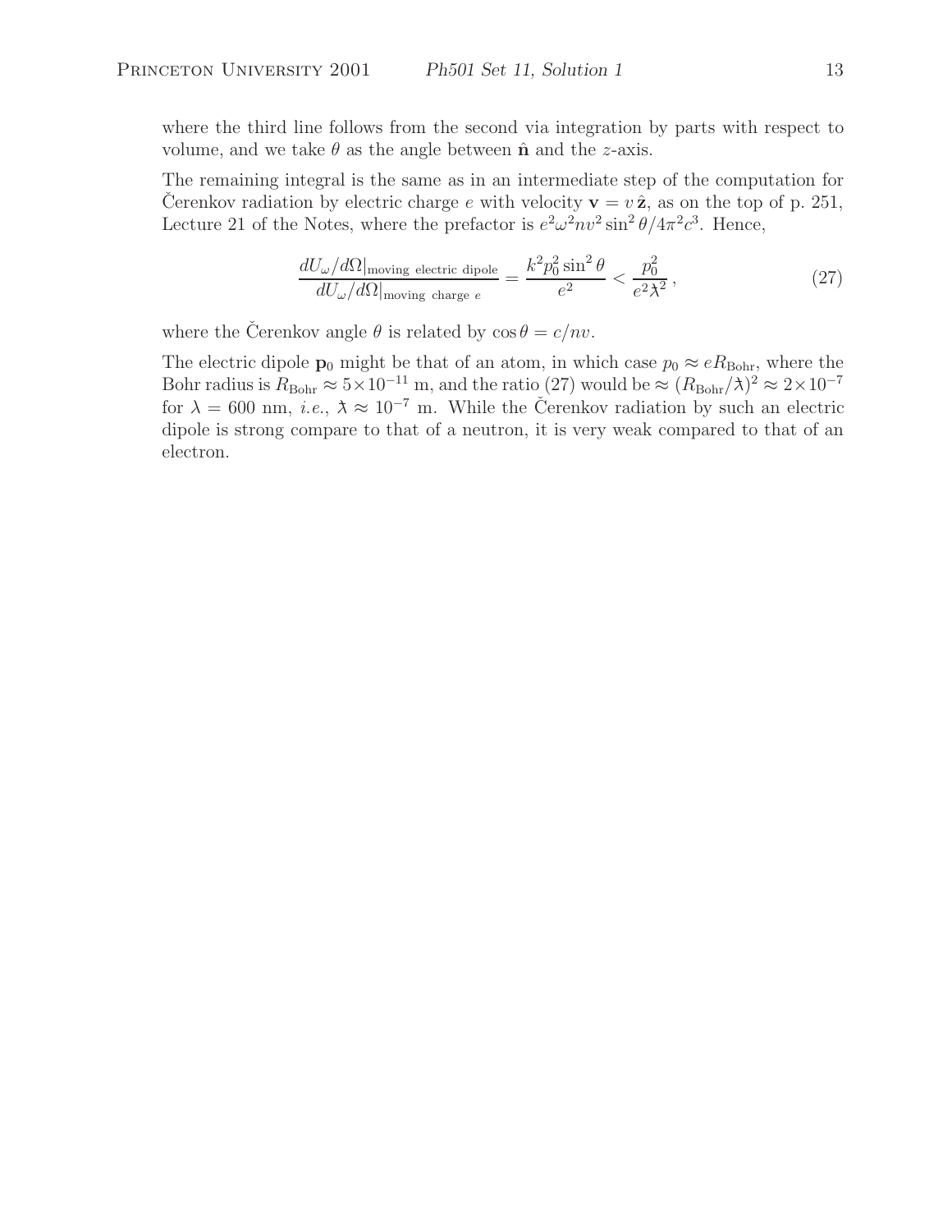where the third line follows from the second via integration by parts with respect to volume, and we take $\theta$ as the angle between $\hat{\mathbf{n}}$ and the $z$-axis.

The remaining integral is the same as in an intermediate step of the computation for Čerenkov radiation by electric charge $e$ with velocity $\mathbf{v} = v\,\hat{\mathbf{z}}$, as on the top of p. 251, Lecture 21 of the Notes, where the prefactor is $e^2\omega^2 nv^2 \sin^2\theta/4\pi^2 c^3$. Hence,

$$\frac{dU_\omega/d\Omega|_{\text{moving electric dipole}}}{dU_\omega/d\Omega|_{\text{moving charge } e}} = \frac{k^2 p_0^2 \sin^2\theta}{e^2} < \frac{p_0^2}{e^2 \lambda\!\!\!^{-2}}\,, \tag{27}$$

where the Čerenkov angle $\theta$ is related by $\cos\theta = c/nv$.

The electric dipole $\mathbf{p}_0$ might be that of an atom, in which case $p_0 \approx eR_{\text{Bohr}}$, where the Bohr radius is $R_{\text{Bohr}} \approx 5\times10^{-11}$ m, and the ratio (27) would be $\approx (R_{\text{Bohr}}/\lambda\!\!\!^{-})^2 \approx 2\times10^{-7}$ for $\lambda = 600$ nm, *i.e.*, $\lambda\!\!\!^{-} \approx 10^{-7}$ m. While the Čerenkov radiation by such an electric dipole is strong compare to that of a neutron, it is very weak compared to that of an electron.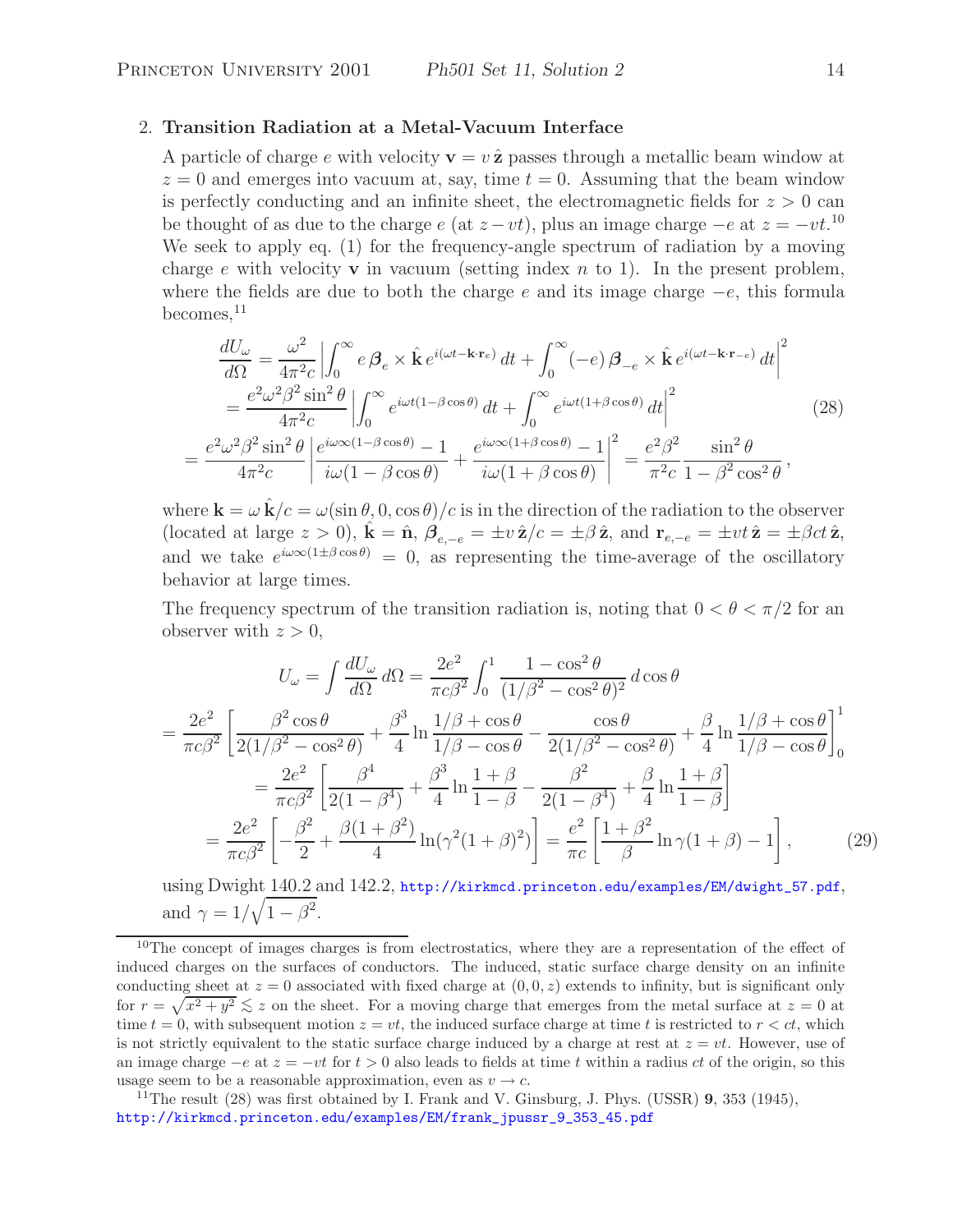2. **Transition Radiation at a Metal-Vacuum Interface**

A particle of charge $e$ with velocity $\mathbf{v} = v\,\hat{\mathbf{z}}$ passes through a metallic beam window at $z = 0$ and emerges into vacuum at, say, time $t = 0$. Assuming that the beam window is perfectly conducting and an infinite sheet, the electromagnetic fields for $z > 0$ can be thought of as due to the charge $e$ (at $z - vt$), plus an image charge $-e$ at $z = -vt$.[10] We seek to apply eq. (1) for the frequency-angle spectrum of radiation by a moving charge $e$ with velocity $\mathbf{v}$ in vacuum (setting index $n$ to 1). In the present problem, where the fields are due to both the charge $e$ and its image charge $-e$, this formula becomes,[11]

$$
\begin{aligned}
\frac{dU_\omega}{d\Omega} &= \frac{\omega^2}{4\pi^2 c}\left|\int_0^\infty e\,\boldsymbol{\beta}_e \times \hat{\mathbf{k}}\, e^{i(\omega t - \mathbf{k}\cdot\mathbf{r}_e)}\, dt + \int_0^\infty (-e)\,\boldsymbol{\beta}_{-e} \times \hat{\mathbf{k}}\, e^{i(\omega t - \mathbf{k}\cdot\mathbf{r}_{-e})}\, dt\right|^2 \\
&= \frac{e^2\omega^2\beta^2\sin^2\theta}{4\pi^2 c}\left|\int_0^\infty e^{i\omega t(1-\beta\cos\theta)}\, dt + \int_0^\infty e^{i\omega t(1+\beta\cos\theta)}\, dt\right|^2 \\
= \frac{e^2\omega^2\beta^2\sin^2\theta}{4\pi^2 c}&\left|\frac{e^{i\omega\infty(1-\beta\cos\theta)}-1}{i\omega(1-\beta\cos\theta)} + \frac{e^{i\omega\infty(1+\beta\cos\theta)}-1}{i\omega(1+\beta\cos\theta)}\right|^2 = \frac{e^2\beta^2}{\pi^2 c}\frac{\sin^2\theta}{1-\beta^2\cos^2\theta}\,,
\end{aligned}
\tag{28}
$$

where $\mathbf{k} = \omega\,\hat{\mathbf{k}}/c = \omega(\sin\theta, 0, \cos\theta)/c$ is in the direction of the radiation to the observer (located at large $z > 0$), $\hat{\mathbf{k}} = \hat{\mathbf{n}}$, $\boldsymbol{\beta}_{e,-e} = \pm v\,\hat{\mathbf{z}}/c = \pm\beta\,\hat{\mathbf{z}}$, and $\mathbf{r}_{e,-e} = \pm vt\,\hat{\mathbf{z}} = \pm\beta ct\,\hat{\mathbf{z}}$, and we take $e^{i\omega\infty(1\pm\beta\cos\theta)} = 0$, as representing the time-average of the oscillatory behavior at large times.

The frequency spectrum of the transition radiation is, noting that $0 < \theta < \pi/2$ for an observer with $z > 0$,

$$
\begin{aligned}
U_\omega &= \int \frac{dU_\omega}{d\Omega}\, d\Omega = \frac{2e^2}{\pi c\beta^2}\int_0^1 \frac{1-\cos^2\theta}{(1/\beta^2 - \cos^2\theta)^2}\, d\cos\theta \\
&= \frac{2e^2}{\pi c\beta^2}\left[\frac{\beta^2\cos\theta}{2(1/\beta^2-\cos^2\theta)} + \frac{\beta^3}{4}\ln\frac{1/\beta+\cos\theta}{1/\beta-\cos\theta} - \frac{\cos\theta}{2(1/\beta^2-\cos^2\theta)} + \frac{\beta}{4}\ln\frac{1/\beta+\cos\theta}{1/\beta-\cos\theta}\right]_0^1 \\
&= \frac{2e^2}{\pi c\beta^2}\left[\frac{\beta^4}{2(1-\beta^4)} + \frac{\beta^3}{4}\ln\frac{1+\beta}{1-\beta} - \frac{\beta^2}{2(1-\beta^4)} + \frac{\beta}{4}\ln\frac{1+\beta}{1-\beta}\right] \\
&= \frac{2e^2}{\pi c\beta^2}\left[-\frac{\beta^2}{2} + \frac{\beta(1+\beta^2)}{4}\ln(\gamma^2(1+\beta)^2)\right] = \frac{e^2}{\pi c}\left[\frac{1+\beta^2}{\beta}\ln\gamma(1+\beta) - 1\right],
\end{aligned}
\tag{29}
$$

using Dwight 140.2 and 142.2, http://kirkmcd.princeton.edu/examples/EM/dwight_57.pdf, and $\gamma = 1/\sqrt{1-\beta^2}$.

---

[10] The concept of images charges is from electrostatics, where they are a representation of the effect of induced charges on the surfaces of conductors. The induced, static surface charge density on an infinite conducting sheet at $z = 0$ associated with fixed charge at $(0, 0, z)$ extends to infinity, but is significant only for $r = \sqrt{x^2+y^2} \lesssim z$ on the sheet. For a moving charge that emerges from the metal surface at $z = 0$ at time $t = 0$, with subsequent motion $z = vt$, the induced surface charge at time $t$ is restricted to $r < ct$, which is not strictly equivalent to the static surface charge induced by a charge at rest at $z = vt$. However, use of an image charge $-e$ at $z = -vt$ for $t > 0$ also leads to fields at time $t$ within a radius $ct$ of the origin, so this usage seem to be a reasonable approximation, even as $v \to c$.

[11] The result (28) was first obtained by I. Frank and V. Ginsburg, J. Phys. (USSR) **9**, 353 (1945), http://kirkmcd.princeton.edu/examples/EM/frank_jpussr_9_353_45.pdf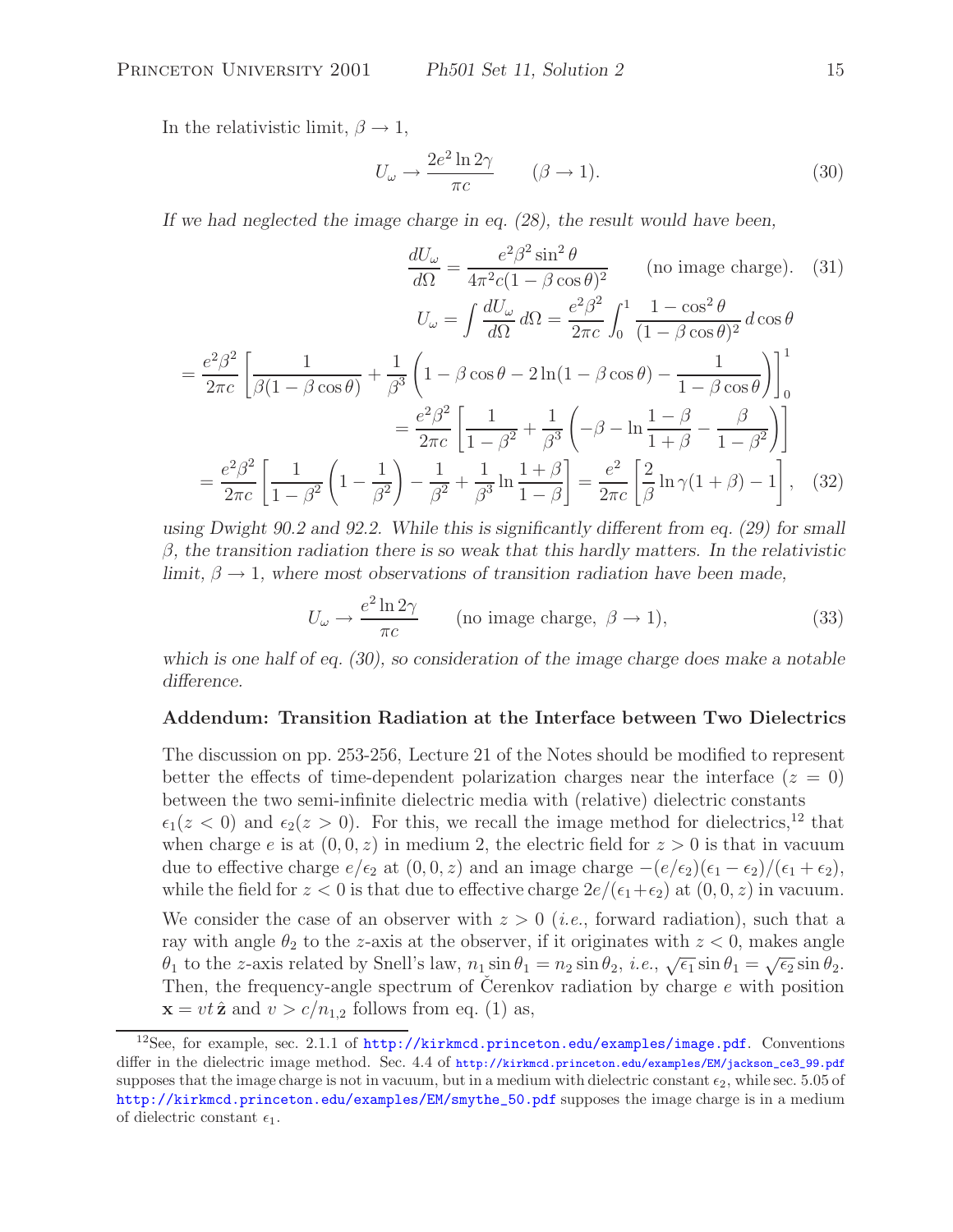In the relativistic limit, $\beta \to 1$,

$$U_\omega \to \frac{2e^2 \ln 2\gamma}{\pi c} \qquad (\beta \to 1). \tag{30}$$

*If we had neglected the image charge in eq. (28), the result would have been,*

$$\frac{dU_\omega}{d\Omega} = \frac{e^2\beta^2 \sin^2\theta}{4\pi^2 c(1-\beta\cos\theta)^2} \qquad \text{(no image charge)}. \tag{31}$$

$$U_\omega = \int \frac{dU_\omega}{d\Omega}\, d\Omega = \frac{e^2\beta^2}{2\pi c}\int_0^1 \frac{1-\cos^2\theta}{(1-\beta\cos\theta)^2}\, d\cos\theta$$

$$= \frac{e^2\beta^2}{2\pi c}\left[\frac{1}{\beta(1-\beta\cos\theta)} + \frac{1}{\beta^3}\left(1-\beta\cos\theta - 2\ln(1-\beta\cos\theta) - \frac{1}{1-\beta\cos\theta}\right)\right]_0^1$$

$$= \frac{e^2\beta^2}{2\pi c}\left[\frac{1}{1-\beta^2} + \frac{1}{\beta^3}\left(-\beta - \ln\frac{1-\beta}{1+\beta} - \frac{\beta}{1-\beta^2}\right)\right]$$

$$= \frac{e^2\beta^2}{2\pi c}\left[\frac{1}{1-\beta^2}\left(1-\frac{1}{\beta^2}\right) - \frac{1}{\beta^2} + \frac{1}{\beta^3}\ln\frac{1+\beta}{1-\beta}\right] = \frac{e^2}{2\pi c}\left[\frac{2}{\beta}\ln\gamma(1+\beta) - 1\right], \tag{32}$$

*using Dwight 90.2 and 92.2. While this is significantly different from eq. (29) for small $\beta$, the transition radiation there is so weak that this hardly matters. In the relativistic limit, $\beta \to 1$, where most observations of transition radiation have been made,*

$$U_\omega \to \frac{e^2 \ln 2\gamma}{\pi c} \qquad (\text{no image charge, } \beta \to 1), \tag{33}$$

*which is one half of eq. (30), so consideration of the image charge does make a notable difference.*

### Addendum: Transition Radiation at the Interface between Two Dielectrics

The discussion on pp. 253-256, Lecture 21 of the Notes should be modified to represent better the effects of time-dependent polarization charges near the interface ($z = 0$) between the two semi-infinite dielectric media with (relative) dielectric constants $\epsilon_1(z < 0)$ and $\epsilon_2(z > 0)$. For this, we recall the image method for dielectrics,[12] that when charge $e$ is at $(0, 0, z)$ in medium 2, the electric field for $z > 0$ is that in vacuum due to effective charge $e/\epsilon_2$ at $(0, 0, z)$ and an image charge $-(e/\epsilon_2)(\epsilon_1 - \epsilon_2)/(\epsilon_1 + \epsilon_2)$, while the field for $z < 0$ is that due to effective charge $2e/(\epsilon_1+\epsilon_2)$ at $(0, 0, z)$ in vacuum.

We consider the case of an observer with $z > 0$ (*i.e.*, forward radiation), such that a ray with angle $\theta_2$ to the $z$-axis at the observer, if it originates with $z < 0$, makes angle $\theta_1$ to the $z$-axis related by Snell's law, $n_1 \sin\theta_1 = n_2 \sin\theta_2$, *i.e.*, $\sqrt{\epsilon_1}\sin\theta_1 = \sqrt{\epsilon_2}\sin\theta_2$. Then, the frequency-angle spectrum of Čerenkov radiation by charge $e$ with position $\mathbf{x} = vt\,\hat{\mathbf{z}}$ and $v > c/n_{1,2}$ follows from eq. (1) as,

[12] See, for example, sec. 2.1.1 of http://kirkmcd.princeton.edu/examples/image.pdf. Conventions differ in the dielectric image method. Sec. 4.4 of http://kirkmcd.princeton.edu/examples/EM/jackson_ce3_99.pdf supposes that the image charge is not in vacuum, but in a medium with dielectric constant $\epsilon_2$, while sec. 5.05 of http://kirkmcd.princeton.edu/examples/EM/smythe_50.pdf supposes the image charge is in a medium of dielectric constant $\epsilon_1$.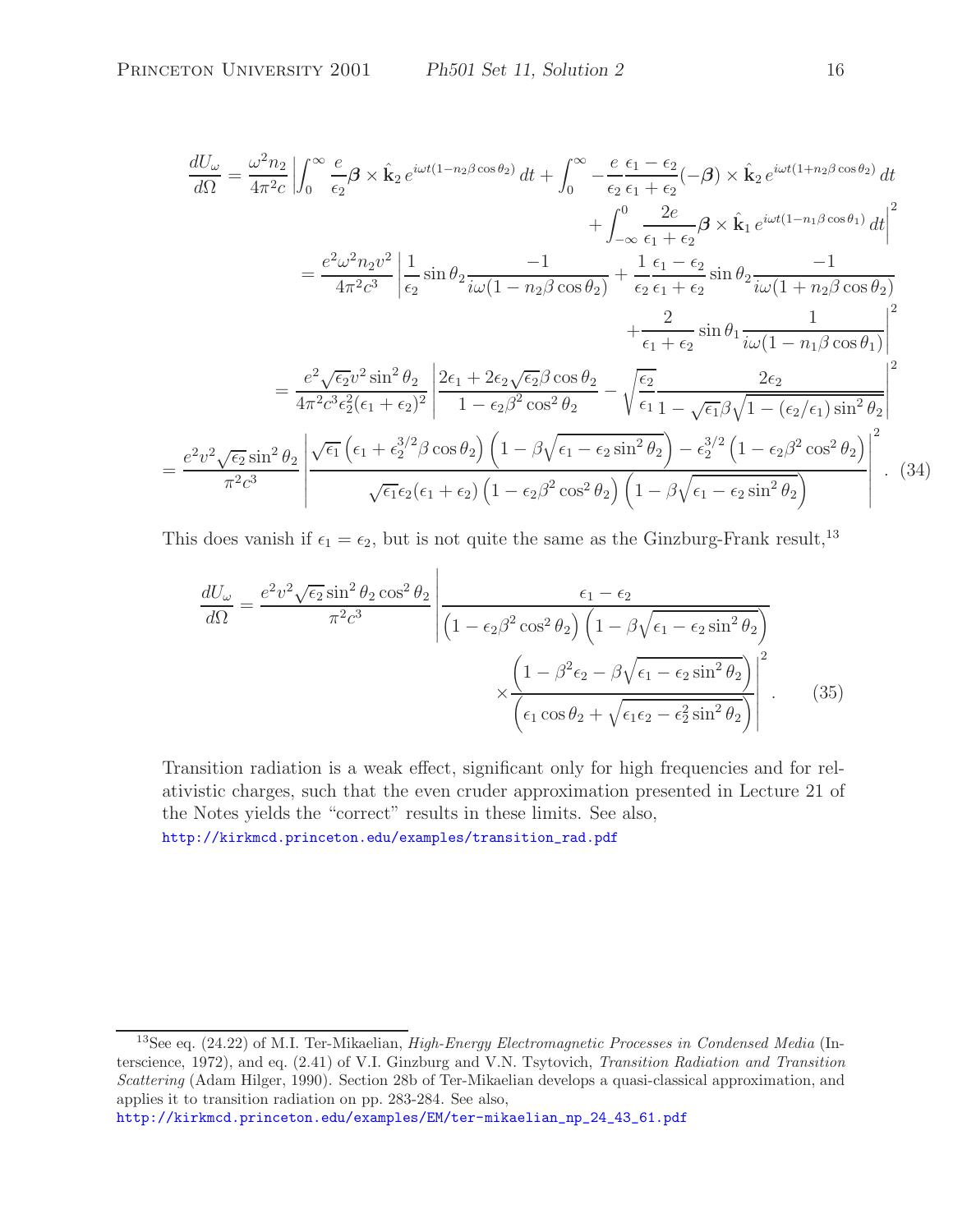$$
\begin{aligned}
\frac{dU_\omega}{d\Omega} &= \frac{\omega^2 n_2}{4\pi^2 c}\left|\int_0^\infty \frac{e}{\epsilon_2}\boldsymbol{\beta}\times\hat{\mathbf{k}}_2\, e^{i\omega t(1-n_2\beta\cos\theta_2)}\,dt + \int_0^\infty -\frac{e}{\epsilon_2}\frac{\epsilon_1-\epsilon_2}{\epsilon_1+\epsilon_2}(-\boldsymbol{\beta})\times\hat{\mathbf{k}}_2\, e^{i\omega t(1+n_2\beta\cos\theta_2)}\,dt \right.\\
&\qquad\qquad \left. + \int_{-\infty}^0 \frac{2e}{\epsilon_1+\epsilon_2}\boldsymbol{\beta}\times\hat{\mathbf{k}}_1\, e^{i\omega t(1-n_1\beta\cos\theta_1)}\,dt\right|^2 \\
&= \frac{e^2\omega^2 n_2 v^2}{4\pi^2 c^3}\left|\frac{1}{\epsilon_2}\sin\theta_2\frac{-1}{i\omega(1-n_2\beta\cos\theta_2)} + \frac{1}{\epsilon_2}\frac{\epsilon_1-\epsilon_2}{\epsilon_1+\epsilon_2}\sin\theta_2\frac{-1}{i\omega(1+n_2\beta\cos\theta_2)}\right.\\
&\qquad\qquad \left. + \frac{2}{\epsilon_1+\epsilon_2}\sin\theta_1\frac{1}{i\omega(1-n_1\beta\cos\theta_1)}\right|^2 \\
&= \frac{e^2\sqrt{\epsilon_2}v^2\sin^2\theta_2}{4\pi^2c^3\epsilon_2^2(\epsilon_1+\epsilon_2)^2}\left|\frac{2\epsilon_1+2\epsilon_2\sqrt{\epsilon_2}\beta\cos\theta_2}{1-\epsilon_2\beta^2\cos^2\theta_2} - \sqrt{\frac{\epsilon_2}{\epsilon_1}}\frac{2\epsilon_2}{1-\sqrt{\epsilon_1}\beta\sqrt{1-(\epsilon_2/\epsilon_1)\sin^2\theta_2}}\right|^2 \\
&= \frac{e^2v^2\sqrt{\epsilon_2}\sin^2\theta_2}{\pi^2c^3}\left|\frac{\sqrt{\epsilon_1}\left(\epsilon_1+\epsilon_2^{3/2}\beta\cos\theta_2\right)\left(1-\beta\sqrt{\epsilon_1-\epsilon_2\sin^2\theta_2}\right) - \epsilon_2^{3/2}\left(1-\epsilon_2\beta^2\cos^2\theta_2\right)}{\sqrt{\epsilon_1}\epsilon_2(\epsilon_1+\epsilon_2)\left(1-\epsilon_2\beta^2\cos^2\theta_2\right)\left(1-\beta\sqrt{\epsilon_1-\epsilon_2\sin^2\theta_2}\right)}\right|^2. \quad (34)
\end{aligned}
$$

This does vanish if $\epsilon_1 = \epsilon_2$, but is not quite the same as the Ginzburg-Frank result,[13]

$$
\frac{dU_\omega}{d\Omega} = \frac{e^2v^2\sqrt{\epsilon_2}\sin^2\theta_2\cos^2\theta_2}{\pi^2c^3}\left|\frac{\epsilon_1-\epsilon_2}{\left(1-\epsilon_2\beta^2\cos^2\theta_2\right)\left(1-\beta\sqrt{\epsilon_1-\epsilon_2\sin^2\theta_2}\right)} \times\frac{\left(1-\beta^2\epsilon_2-\beta\sqrt{\epsilon_1-\epsilon_2\sin^2\theta_2}\right)}{\left(\epsilon_1\cos\theta_2+\sqrt{\epsilon_1\epsilon_2-\epsilon_2^2\sin^2\theta_2}\right)}\right|^2. \qquad (35)
$$

Transition radiation is a weak effect, significant only for high frequencies and for relativistic charges, such that the even cruder approximation presented in Lecture 21 of the Notes yields the "correct" results in these limits. See also,
http://kirkmcd.princeton.edu/examples/transition_rad.pdf

---

[13] See eq. (24.22) of M.I. Ter-Mikaelian, *High-Energy Electromagnetic Processes in Condensed Media* (Interscience, 1972), and eq. (2.41) of V.I. Ginzburg and V.N. Tsytovich, *Transition Radiation and Transition Scattering* (Adam Hilger, 1990). Section 28b of Ter-Mikaelian develops a quasi-classical approximation, and applies it to transition radiation on pp. 283-284. See also,
http://kirkmcd.princeton.edu/examples/EM/ter-mikaelian_np_24_43_61.pdf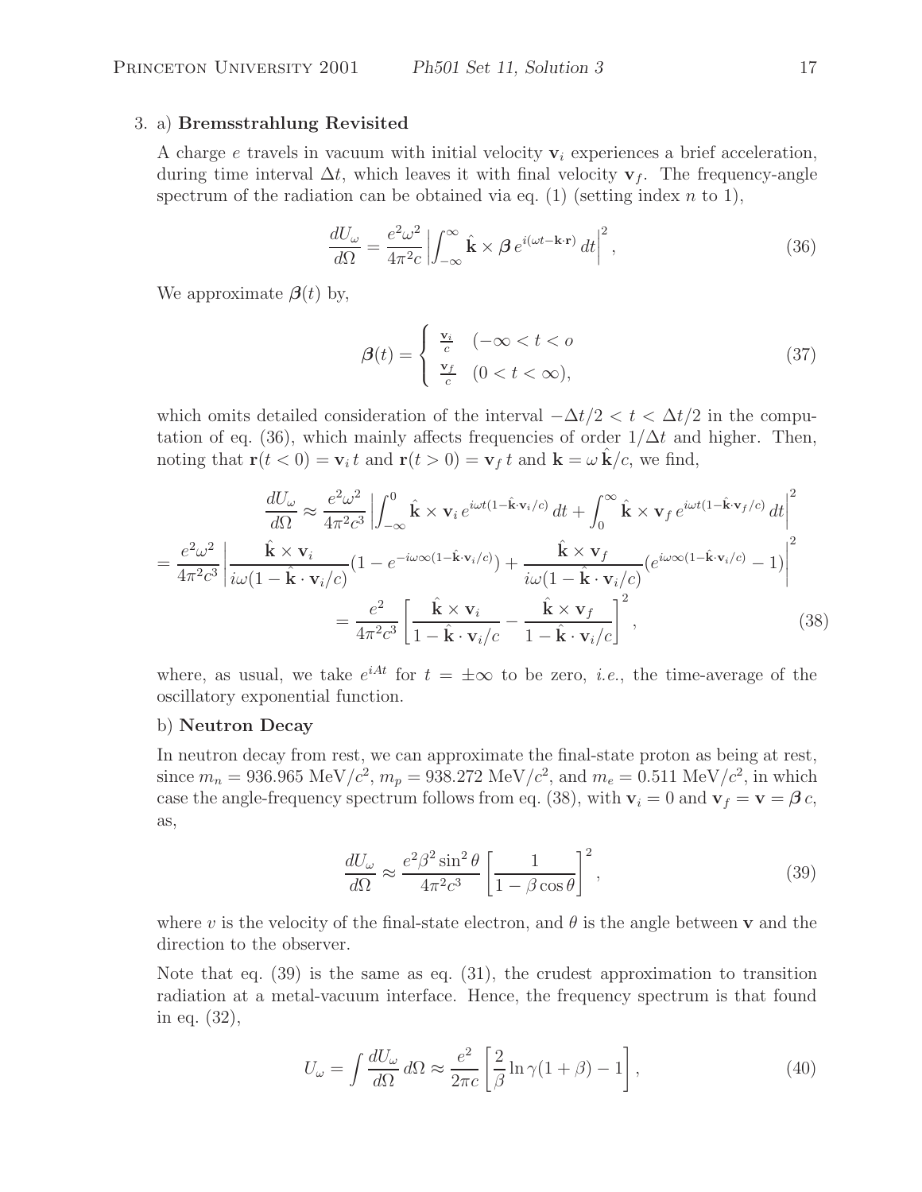3. a) **Bremsstrahlung Revisited**

A charge $e$ travels in vacuum with initial velocity $\mathbf{v}_i$ experiences a brief acceleration, during time interval $\Delta t$, which leaves it with final velocity $\mathbf{v}_f$. The frequency-angle spectrum of the radiation can be obtained via eq. (1) (setting index $n$ to 1),

$$\frac{dU_\omega}{d\Omega} = \frac{e^2\omega^2}{4\pi^2 c}\left|\int_{-\infty}^{\infty} \hat{\mathbf{k}} \times \boldsymbol{\beta}\, e^{i(\omega t - \mathbf{k}\cdot\mathbf{r})}\, dt\right|^2, \tag{36}$$

We approximate $\boldsymbol{\beta}(t)$ by,

$$\boldsymbol{\beta}(t) = \begin{cases} \frac{\mathbf{v}_i}{c} & (-\infty < t < o \\ \frac{\mathbf{v}_f}{c} & (0 < t < \infty), \end{cases} \tag{37}$$

which omits detailed consideration of the interval $-\Delta t/2 < t < \Delta t/2$ in the computation of eq. (36), which mainly affects frequencies of order $1/\Delta t$ and higher. Then, noting that $\mathbf{r}(t<0) = \mathbf{v}_i\, t$ and $\mathbf{r}(t>0) = \mathbf{v}_f\, t$ and $\mathbf{k} = \omega\,\hat{\mathbf{k}}/c$, we find,

$$\frac{dU_\omega}{d\Omega} \approx \frac{e^2\omega^2}{4\pi^2 c^3}\left|\int_{-\infty}^{0} \hat{\mathbf{k}} \times \mathbf{v}_i\, e^{i\omega t(1-\hat{\mathbf{k}}\cdot\mathbf{v}_i/c)}\, dt + \int_{0}^{\infty} \hat{\mathbf{k}} \times \mathbf{v}_f\, e^{i\omega t(1-\hat{\mathbf{k}}\cdot\mathbf{v}_f/c)}\, dt\right|^2$$

$$= \frac{e^2\omega^2}{4\pi^2 c^3}\left|\frac{\hat{\mathbf{k}} \times \mathbf{v}_i}{i\omega(1-\hat{\mathbf{k}}\cdot\mathbf{v}_i/c)}(1 - e^{-i\omega\infty(1-\hat{\mathbf{k}}\cdot\mathbf{v}_i/c)}) + \frac{\hat{\mathbf{k}} \times \mathbf{v}_f}{i\omega(1-\hat{\mathbf{k}}\cdot\mathbf{v}_i/c)}(e^{i\omega\infty(1-\hat{\mathbf{k}}\cdot\mathbf{v}_i/c)} - 1)\right|^2$$

$$= \frac{e^2}{4\pi^2 c^3}\left[\frac{\hat{\mathbf{k}} \times \mathbf{v}_i}{1-\hat{\mathbf{k}}\cdot\mathbf{v}_i/c} - \frac{\hat{\mathbf{k}} \times \mathbf{v}_f}{1-\hat{\mathbf{k}}\cdot\mathbf{v}_i/c}\right]^2, \tag{38}$$

where, as usual, we take $e^{iAt}$ for $t = \pm\infty$ to be zero, *i.e.*, the time-average of the oscillatory exponential function.

b) **Neutron Decay**

In neutron decay from rest, we can approximate the final-state proton as being at rest, since $m_n = 936.965$ MeV/$c^2$, $m_p = 938.272$ MeV/$c^2$, and $m_e = 0.511$ MeV/$c^2$, in which case the angle-frequency spectrum follows from eq. (38), with $\mathbf{v}_i = 0$ and $\mathbf{v}_f = \mathbf{v} = \boldsymbol{\beta}\, c$, as,

$$\frac{dU_\omega}{d\Omega} \approx \frac{e^2\beta^2\sin^2\theta}{4\pi^2 c^3}\left[\frac{1}{1-\beta\cos\theta}\right]^2, \tag{39}$$

where $v$ is the velocity of the final-state electron, and $\theta$ is the angle between $\mathbf{v}$ and the direction to the observer.

Note that eq. (39) is the same as eq. (31), the crudest approximation to transition radiation at a metal-vacuum interface. Hence, the frequency spectrum is that found in eq. (32),

$$U_\omega = \int \frac{dU_\omega}{d\Omega}\, d\Omega \approx \frac{e^2}{2\pi c}\left[\frac{2}{\beta}\ln\gamma(1+\beta) - 1\right], \tag{40}$$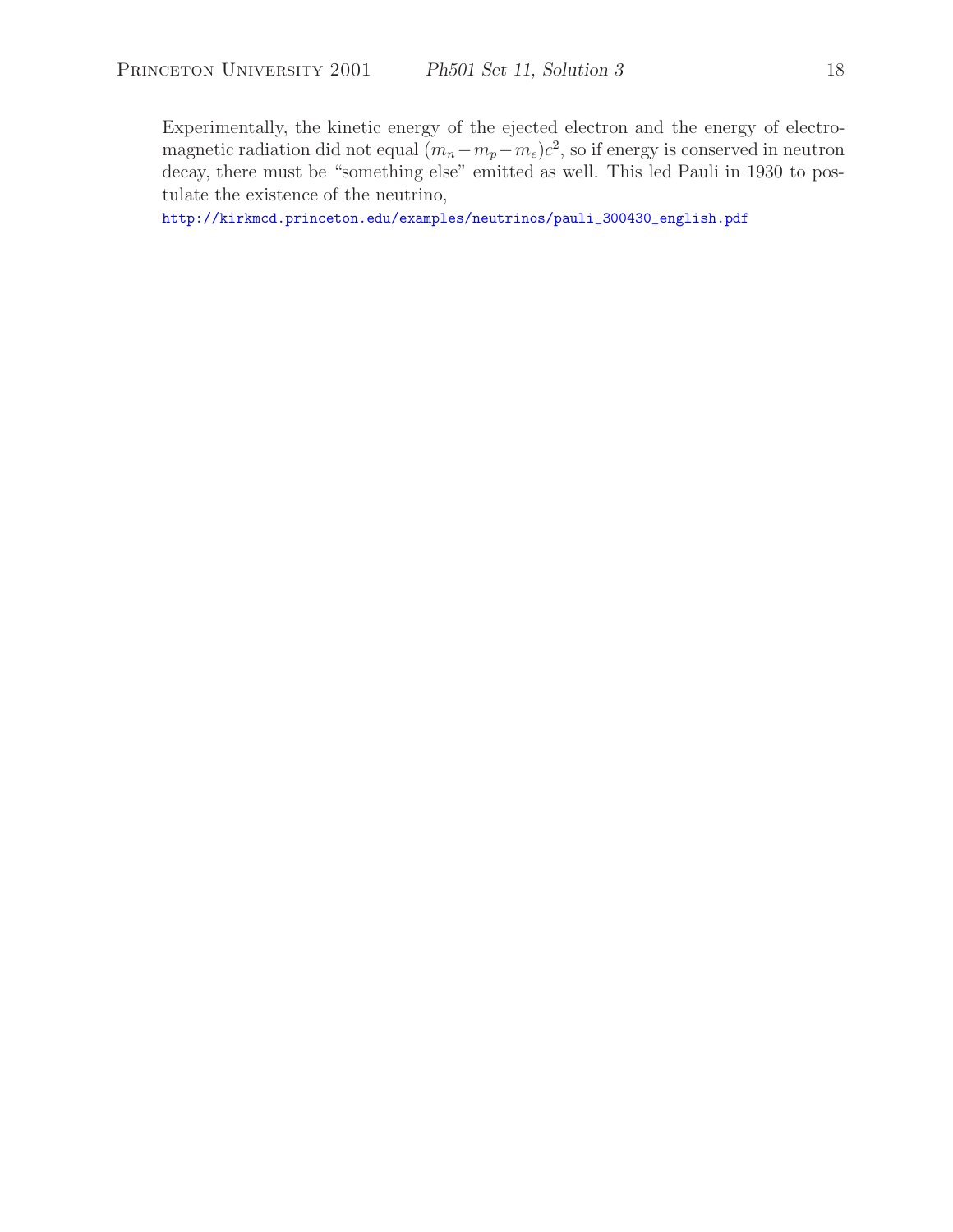Experimentally, the kinetic energy of the ejected electron and the energy of electromagnetic radiation did not equal $(m_n - m_p - m_e)c^2$, so if energy is conserved in neutron decay, there must be "something else" emitted as well. This led Pauli in 1930 to postulate the existence of the neutrino,
http://kirkmcd.princeton.edu/examples/neutrinos/pauli_300430_english.pdf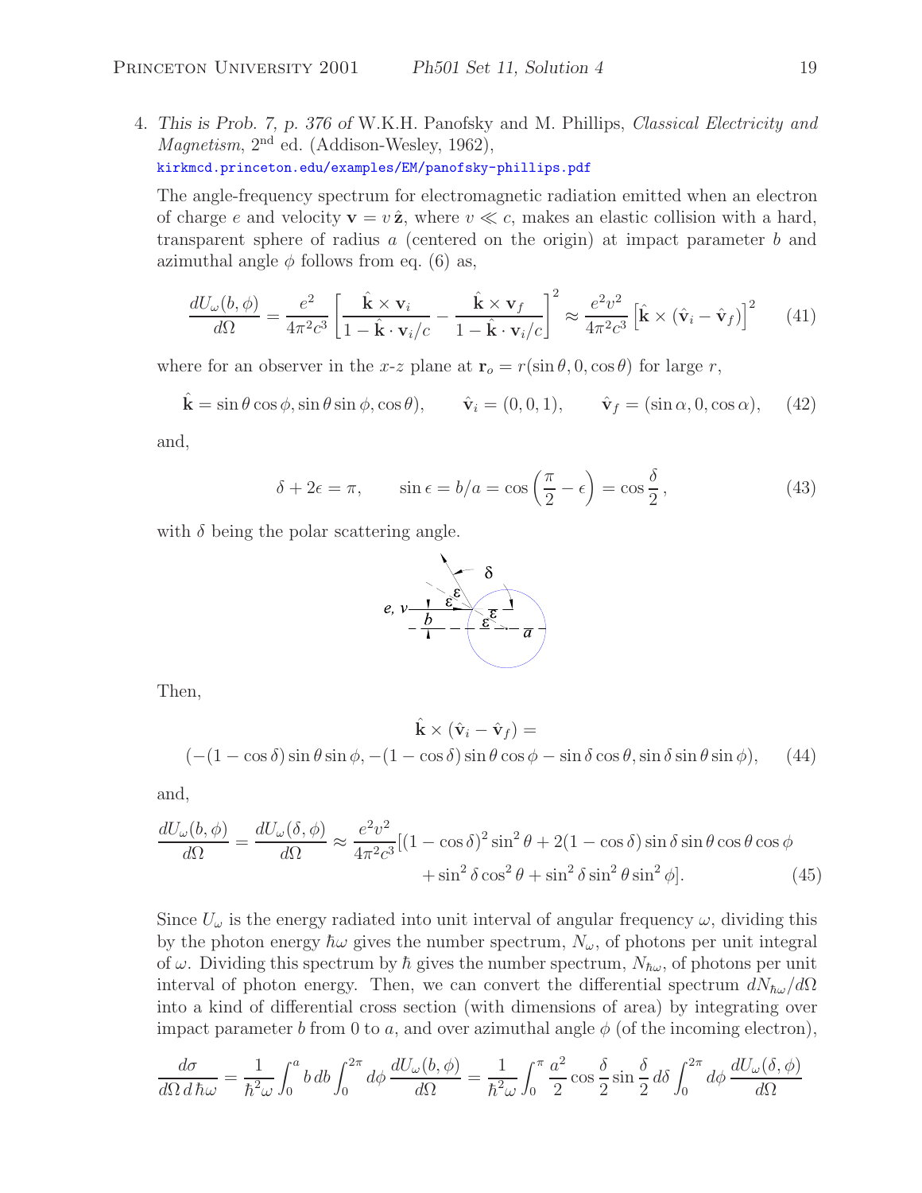4. *This is Prob. 7, p. 376 of* W.K.H. Panofsky and M. Phillips, *Classical Electricity and Magnetism*, 2nd ed. (Addison-Wesley, 1962),
kirkmcd.princeton.edu/examples/EM/panofsky-phillips.pdf

The angle-frequency spectrum for electromagnetic radiation emitted when an electron of charge $e$ and velocity $\mathbf{v} = v\,\hat{\mathbf{z}}$, where $v \ll c$, makes an elastic collision with a hard, transparent sphere of radius $a$ (centered on the origin) at impact parameter $b$ and azimuthal angle $\phi$ follows from eq. (6) as,

$$\frac{dU_\omega(b,\phi)}{d\Omega} = \frac{e^2}{4\pi^2 c^3}\left[\frac{\hat{\mathbf{k}}\times\mathbf{v}_i}{1-\hat{\mathbf{k}}\cdot\mathbf{v}_i/c} - \frac{\hat{\mathbf{k}}\times\mathbf{v}_f}{1-\hat{\mathbf{k}}\cdot\mathbf{v}_i/c}\right]^2 \approx \frac{e^2 v^2}{4\pi^2 c^3}\left[\hat{\mathbf{k}}\times(\hat{\mathbf{v}}_i - \hat{\mathbf{v}}_f)\right]^2 \qquad (41)$$

where for an observer in the $x$-$z$ plane at $\mathbf{r}_o = r(\sin\theta, 0, \cos\theta)$ for large $r$,

$$\hat{\mathbf{k}} = \sin\theta\cos\phi, \sin\theta\sin\phi, \cos\theta), \qquad \hat{\mathbf{v}}_i = (0,0,1), \qquad \hat{\mathbf{v}}_f = (\sin\alpha, 0, \cos\alpha), \qquad (42)$$

and,

$$\delta + 2\epsilon = \pi, \qquad \sin\epsilon = b/a = \cos\left(\frac{\pi}{2} - \epsilon\right) = \cos\frac{\delta}{2}, \qquad (43)$$

with $\delta$ being the polar scattering angle.

Then,

$$\hat{\mathbf{k}}\times(\hat{\mathbf{v}}_i - \hat{\mathbf{v}}_f) =$$
$$(-(1-\cos\delta)\sin\theta\sin\phi, -(1-\cos\delta)\sin\theta\cos\phi - \sin\delta\cos\theta, \sin\delta\sin\theta\sin\phi), \qquad (44)$$

and,

$$\frac{dU_\omega(b,\phi)}{d\Omega} = \frac{dU_\omega(\delta,\phi)}{d\Omega} \approx \frac{e^2 v^2}{4\pi^2 c^3}[(1-\cos\delta)^2\sin^2\theta + 2(1-\cos\delta)\sin\delta\sin\theta\cos\theta\cos\phi$$
$$+ \sin^2\delta\cos^2\theta + \sin^2\delta\sin^2\theta\sin^2\phi]. \qquad (45)$$

Since $U_\omega$ is the energy radiated into unit interval of angular frequency $\omega$, dividing this by the photon energy $\hbar\omega$ gives the number spectrum, $N_\omega$, of photons per unit integral of $\omega$. Dividing this spectrum by $\hbar$ gives the number spectrum, $N_{\hbar\omega}$, of photons per unit interval of photon energy. Then, we can convert the differential spectrum $dN_{\hbar\omega}/d\Omega$ into a kind of differential cross section (with dimensions of area) by integrating over impact parameter $b$ from 0 to $a$, and over azimuthal angle $\phi$ (of the incoming electron),

$$\frac{d\sigma}{d\Omega\, d\hbar\omega} = \frac{1}{\hbar^2\omega}\int_0^a b\,db \int_0^{2\pi} d\phi\,\frac{dU_\omega(b,\phi)}{d\Omega} = \frac{1}{\hbar^2\omega}\int_0^\pi \frac{a^2}{2}\cos\frac{\delta}{2}\sin\frac{\delta}{2}\,d\delta \int_0^{2\pi} d\phi\,\frac{dU_\omega(\delta,\phi)}{d\Omega}$$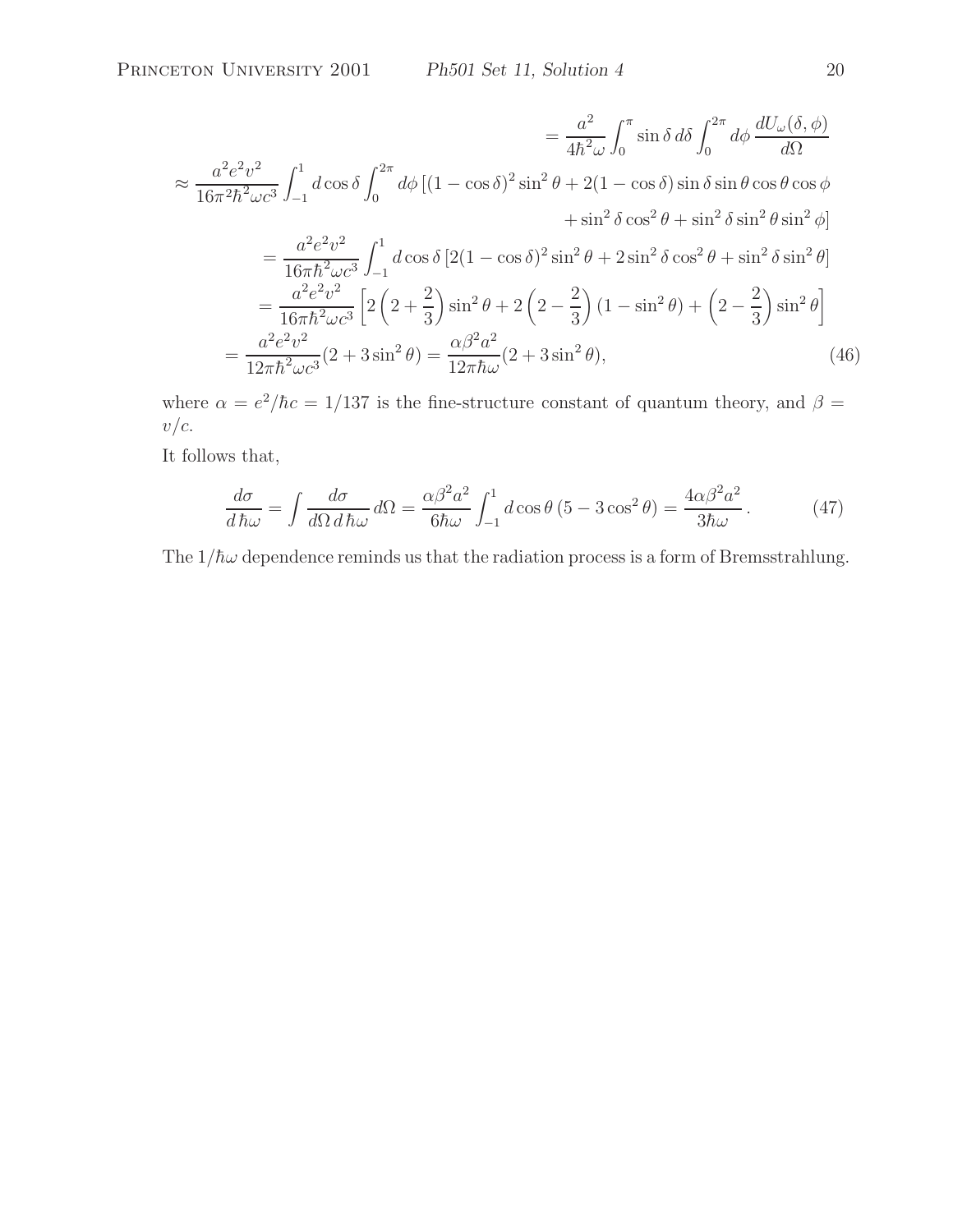$$
\begin{aligned}
&= \frac{a^2}{4\hbar^2\omega}\int_0^\pi \sin\delta\, d\delta \int_0^{2\pi} d\phi\, \frac{dU_\omega(\delta,\phi)}{d\Omega} \\
\approx \frac{a^2e^2v^2}{16\pi^2\hbar^2\omega c^3}&\int_{-1}^{1} d\cos\delta \int_0^{2\pi} d\phi\, [(1-\cos\delta)^2\sin^2\theta + 2(1-\cos\delta)\sin\delta\sin\theta\cos\theta\cos\phi \\
&\qquad + \sin^2\delta\cos^2\theta + \sin^2\delta\sin^2\theta\sin^2\phi] \\
&= \frac{a^2e^2v^2}{16\pi\hbar^2\omega c^3}\int_{-1}^{1} d\cos\delta\, [2(1-\cos\delta)^2\sin^2\theta + 2\sin^2\delta\cos^2\theta + \sin^2\delta\sin^2\theta] \\
&= \frac{a^2e^2v^2}{16\pi\hbar^2\omega c^3}\left[2\left(2+\frac{2}{3}\right)\sin^2\theta + 2\left(2-\frac{2}{3}\right)(1-\sin^2\theta) + \left(2-\frac{2}{3}\right)\sin^2\theta\right] \\
&= \frac{a^2e^2v^2}{12\pi\hbar^2\omega c^3}(2+3\sin^2\theta) = \frac{\alpha\beta^2a^2}{12\pi\hbar\omega}(2+3\sin^2\theta), \qquad (46)
\end{aligned}
$$

where $\alpha = e^2/\hbar c = 1/137$ is the fine-structure constant of quantum theory, and $\beta = v/c$.

It follows that,

$$
\frac{d\sigma}{d\,\hbar\omega} = \int \frac{d\sigma}{d\Omega\, d\,\hbar\omega}\, d\Omega = \frac{\alpha\beta^2a^2}{6\hbar\omega}\int_{-1}^{1} d\cos\theta\,(5-3\cos^2\theta) = \frac{4\alpha\beta^2a^2}{3\hbar\omega}. \qquad (47)
$$

The $1/\hbar\omega$ dependence reminds us that the radiation process is a form of Bremsstrahlung.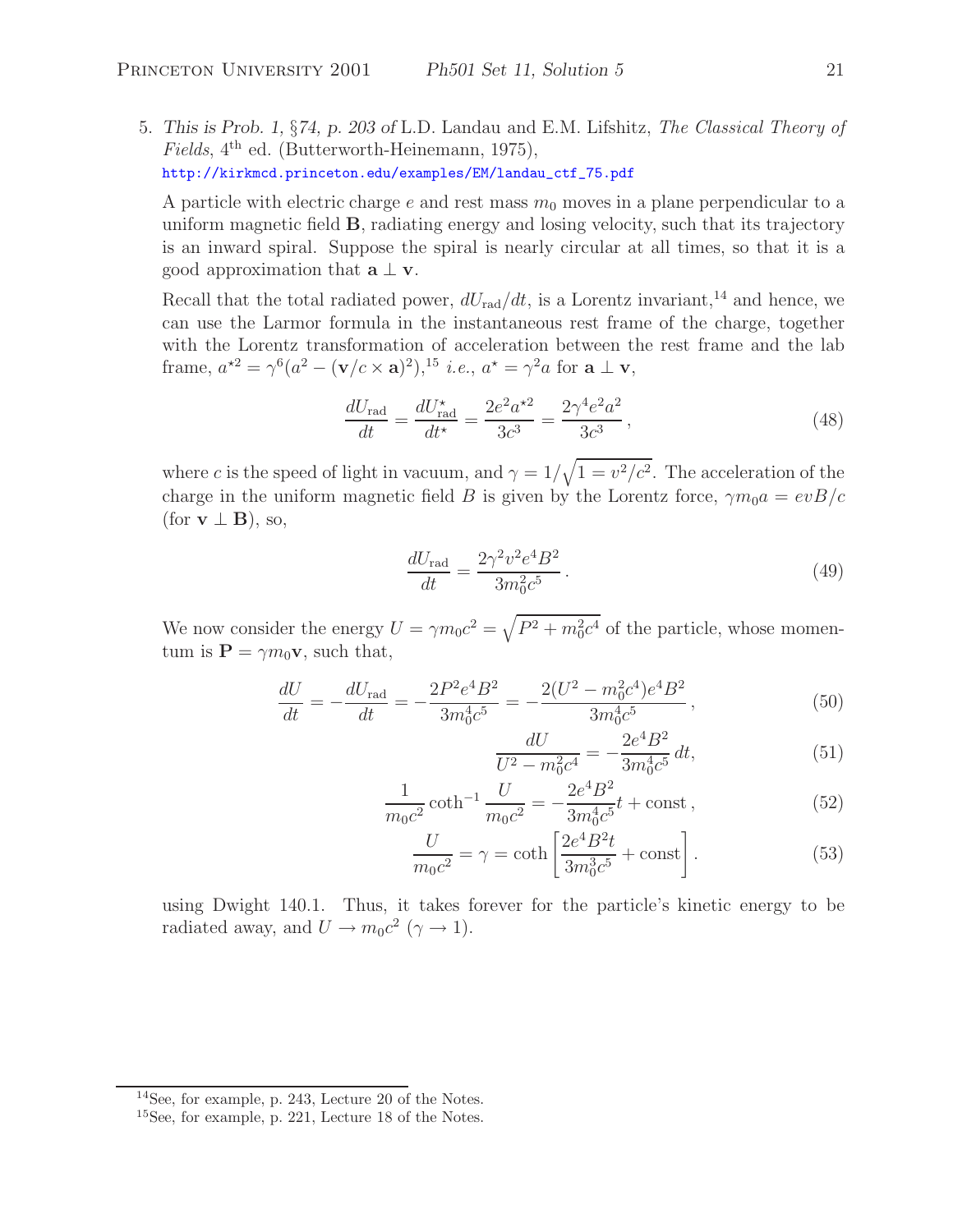5. *This is Prob. 1, §74, p. 203 of* L.D. Landau and E.M. Lifshitz, *The Classical Theory of Fields*, 4th ed. (Butterworth-Heinemann, 1975),
http://kirkmcd.princeton.edu/examples/EM/landau_ctf_75.pdf

A particle with electric charge $e$ and rest mass $m_0$ moves in a plane perpendicular to a uniform magnetic field $\mathbf{B}$, radiating energy and losing velocity, such that its trajectory is an inward spiral. Suppose the spiral is nearly circular at all times, so that it is a good approximation that $\mathbf{a} \perp \mathbf{v}$.

Recall that the total radiated power, $dU_{\rm rad}/dt$, is a Lorentz invariant,[14] and hence, we can use the Larmor formula in the instantaneous rest frame of the charge, together with the Lorentz transformation of acceleration between the rest frame and the lab frame, $a^{\star 2} = \gamma^6(a^2 - (\mathbf{v}/c \times \mathbf{a})^2)$,[15] *i.e.*, $a^\star = \gamma^2 a$ for $\mathbf{a} \perp \mathbf{v}$,

$$\frac{dU_{\rm rad}}{dt} = \frac{dU^\star_{\rm rad}}{dt^\star} = \frac{2e^2 a^{\star 2}}{3c^3} = \frac{2\gamma^4 e^2 a^2}{3c^3}\,, \tag{48}$$

where $c$ is the speed of light in vacuum, and $\gamma = 1/\sqrt{1 = v^2/c^2}$. The acceleration of the charge in the uniform magnetic field $B$ is given by the Lorentz force, $\gamma m_0 a = evB/c$ (for $\mathbf{v} \perp \mathbf{B}$), so,

$$\frac{dU_{\rm rad}}{dt} = \frac{2\gamma^2 v^2 e^4 B^2}{3m_0^2 c^5}\,. \tag{49}$$

We now consider the energy $U = \gamma m_0 c^2 = \sqrt{P^2 + m_0^2 c^4}$ of the particle, whose momentum is $\mathbf{P} = \gamma m_0 \mathbf{v}$, such that,

$$\frac{dU}{dt} = -\frac{dU_{\rm rad}}{dt} = -\frac{2P^2 e^4 B^2}{3m_0^4 c^5} = -\frac{2(U^2 - m_0^2 c^4)e^4 B^2}{3m_0^4 c^5}\,, \tag{50}$$

$$\frac{dU}{U^2 - m_0^2 c^4} = -\frac{2e^4 B^2}{3m_0^4 c^5}\,dt, \tag{51}$$

$$\frac{1}{m_0 c^2}\coth^{-1}\frac{U}{m_0 c^2} = -\frac{2e^4 B^2}{3m_0^4 c^5}t + {\rm const}\,, \tag{52}$$

$$\frac{U}{m_0 c^2} = \gamma = \coth\left[\frac{2e^4 B^2 t}{3m_0^3 c^5} + {\rm const}\right]. \tag{53}$$

using Dwight 140.1. Thus, it takes forever for the particle's kinetic energy to be radiated away, and $U \to m_0 c^2$ ($\gamma \to 1$).

---

[14] See, for example, p. 243, Lecture 20 of the Notes.

[15] See, for example, p. 221, Lecture 18 of the Notes.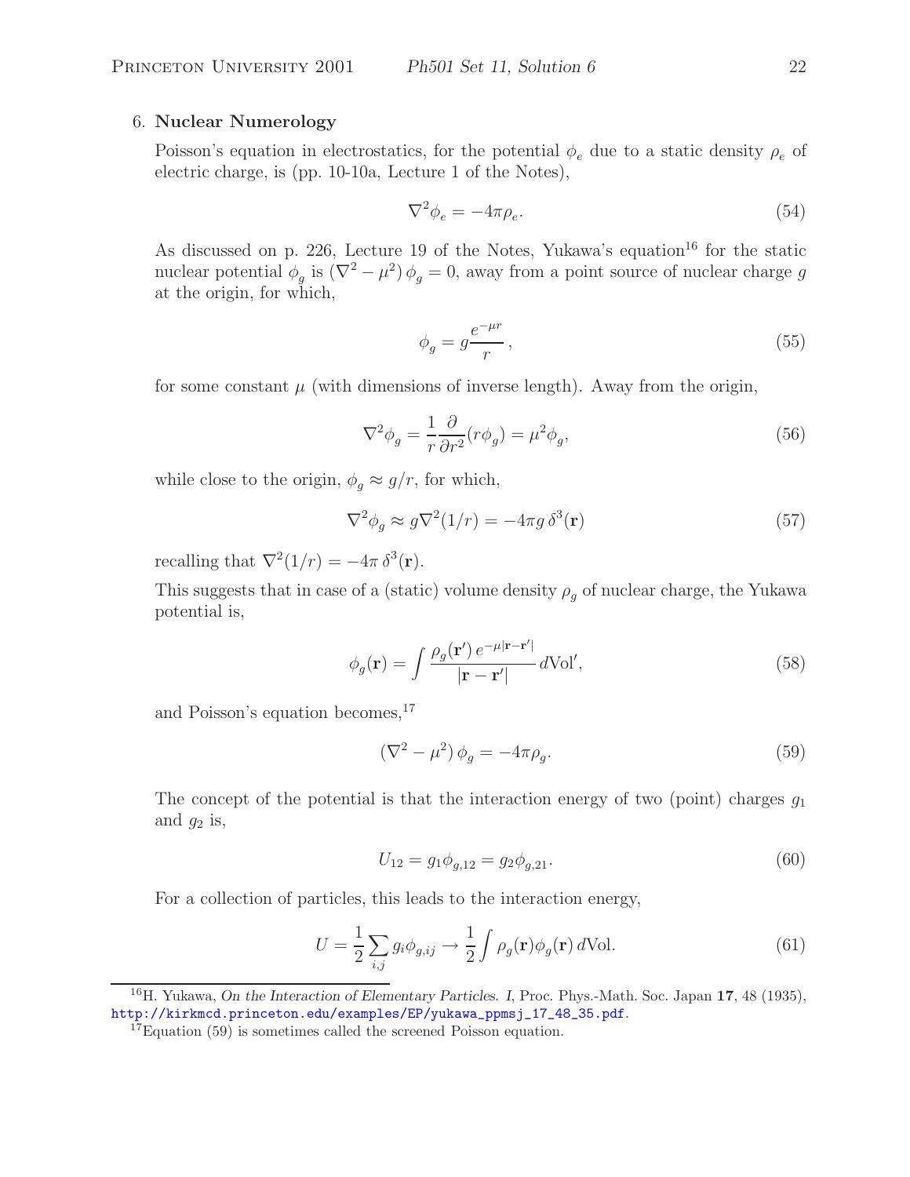6. **Nuclear Numerology**

Poisson's equation in electrostatics, for the potential $\phi_e$ due to a static density $\rho_e$ of electric charge, is (pp. 10-10a, Lecture 1 of the Notes),

$$\nabla^2 \phi_e = -4\pi \rho_e. \tag{54}$$

As discussed on p. 226, Lecture 19 of the Notes, Yukawa's equation[16] for the static nuclear potential $\phi_g$ is $(\nabla^2 - \mu^2)\,\phi_g = 0$, away from a point source of nuclear charge $g$ at the origin, for which,

$$\phi_g = g\frac{e^{-\mu r}}{r}\,, \tag{55}$$

for some constant $\mu$ (with dimensions of inverse length). Away from the origin,

$$\nabla^2 \phi_g = \frac{1}{r}\frac{\partial}{\partial r^2}(r\phi_g) = \mu^2 \phi_g, \tag{56}$$

while close to the origin, $\phi_g \approx g/r$, for which,

$$\nabla^2 \phi_g \approx g\nabla^2(1/r) = -4\pi g\,\delta^3(\mathbf{r}) \tag{57}$$

recalling that $\nabla^2(1/r) = -4\pi\,\delta^3(\mathbf{r})$.

This suggests that in case of a (static) volume density $\rho_g$ of nuclear charge, the Yukawa potential is,

$$\phi_g(\mathbf{r}) = \int \frac{\rho_g(\mathbf{r}')\,e^{-\mu|\mathbf{r}-\mathbf{r}'|}}{|\mathbf{r}-\mathbf{r}'|}\,d\text{Vol}', \tag{58}$$

and Poisson's equation becomes,[17]

$$(\nabla^2 - \mu^2)\,\phi_g = -4\pi\rho_g. \tag{59}$$

The concept of the potential is that the interaction energy of two (point) charges $g_1$ and $g_2$ is,

$$U_{12} = g_1 \phi_{g,12} = g_2 \phi_{g,21}. \tag{60}$$

For a collection of particles, this leads to the interaction energy,

$$U = \frac{1}{2}\sum_{i,j} g_i \phi_{g,ij} \to \frac{1}{2}\int \rho_g(\mathbf{r})\phi_g(\mathbf{r})\,d\text{Vol}. \tag{61}$$

---

[16] H. Yukawa, *On the Interaction of Elementary Particles. I*, Proc. Phys.-Math. Soc. Japan **17**, 48 (1935), http://kirkmcd.princeton.edu/examples/EP/yukawa_ppmsj_17_48_35.pdf.

[17] Equation (59) is sometimes called the screened Poisson equation.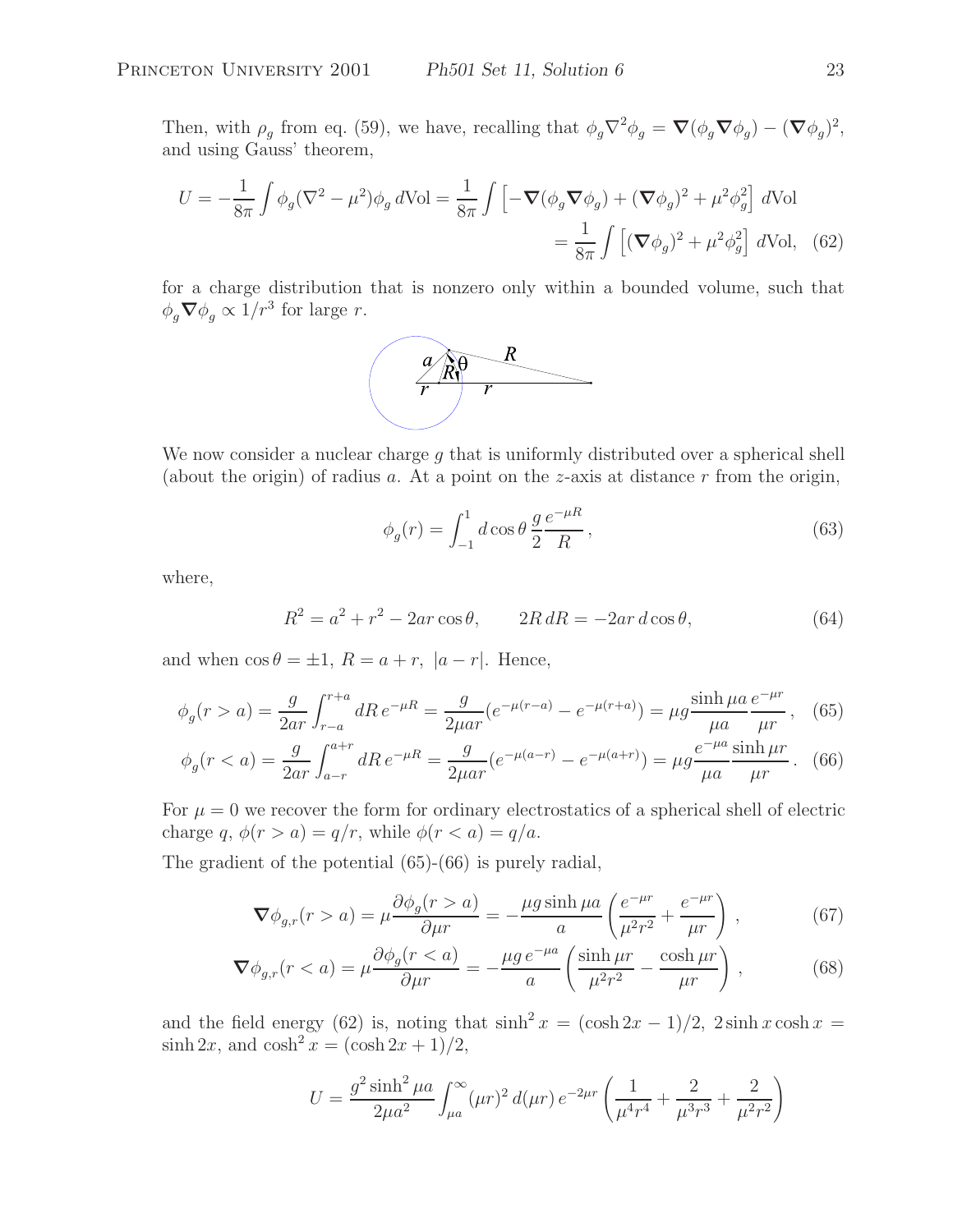Then, with $\rho_g$ from eq. (59), we have, recalling that $\phi_g \nabla^2 \phi_g = \boldsymbol{\nabla}(\phi_g \boldsymbol{\nabla}\phi_g) - (\boldsymbol{\nabla}\phi_g)^2$, and using Gauss' theorem,

$$U = -\frac{1}{8\pi}\int \phi_g(\nabla^2 - \mu^2)\phi_g \, d\text{Vol} = \frac{1}{8\pi}\int \left[-\boldsymbol{\nabla}(\phi_g \boldsymbol{\nabla}\phi_g) + (\boldsymbol{\nabla}\phi_g)^2 + \mu^2\phi_g^2\right] d\text{Vol}$$
$$= \frac{1}{8\pi}\int \left[(\boldsymbol{\nabla}\phi_g)^2 + \mu^2\phi_g^2\right] d\text{Vol}, \quad (62)$$

for a charge distribution that is nonzero only within a bounded volume, such that $\phi_g \boldsymbol{\nabla}\phi_g \propto 1/r^3$ for large $r$.

We now consider a nuclear charge $g$ that is uniformly distributed over a spherical shell (about the origin) of radius $a$. At a point on the $z$-axis at distance $r$ from the origin,

$$\phi_g(r) = \int_{-1}^{1} d\cos\theta \, \frac{g}{2}\frac{e^{-\mu R}}{R}, \quad (63)$$

where,

$$R^2 = a^2 + r^2 - 2ar\cos\theta, \qquad 2R\, dR = -2ar\, d\cos\theta, \quad (64)$$

and when $\cos\theta = \pm 1$, $R = a + r$, $|a - r|$. Hence,

$$\phi_g(r > a) = \frac{g}{2ar}\int_{r-a}^{r+a} dR\, e^{-\mu R} = \frac{g}{2\mu ar}(e^{-\mu(r-a)} - e^{-\mu(r+a)}) = \mu g\frac{\sinh\mu a}{\mu a}\frac{e^{-\mu r}}{\mu r}, \quad (65)$$

$$\phi_g(r < a) = \frac{g}{2ar}\int_{a-r}^{a+r} dR\, e^{-\mu R} = \frac{g}{2\mu ar}(e^{-\mu(a-r)} - e^{-\mu(a+r)}) = \mu g\frac{e^{-\mu a}}{\mu a}\frac{\sinh\mu r}{\mu r}. \quad (66)$$

For $\mu = 0$ we recover the form for ordinary electrostatics of a spherical shell of electric charge $q$, $\phi(r > a) = q/r$, while $\phi(r < a) = q/a$.

The gradient of the potential (65)-(66) is purely radial,

$$\boldsymbol{\nabla}\phi_{g,r}(r > a) = \mu\frac{\partial\phi_g(r > a)}{\partial\mu r} = -\frac{\mu g\sinh\mu a}{a}\left(\frac{e^{-\mu r}}{\mu^2 r^2} + \frac{e^{-\mu r}}{\mu r}\right), \quad (67)$$

$$\boldsymbol{\nabla}\phi_{g,r}(r < a) = \mu\frac{\partial\phi_g(r < a)}{\partial\mu r} = -\frac{\mu g\, e^{-\mu a}}{a}\left(\frac{\sinh\mu r}{\mu^2 r^2} - \frac{\cosh\mu r}{\mu r}\right), \quad (68)$$

and the field energy (62) is, noting that $\sinh^2 x = (\cosh 2x - 1)/2$, $2\sinh x\cosh x = \sinh 2x$, and $\cosh^2 x = (\cosh 2x + 1)/2$,

$$U = \frac{g^2\sinh^2\mu a}{2\mu a^2}\int_{\mu a}^{\infty}(\mu r)^2\, d(\mu r)\, e^{-2\mu r}\left(\frac{1}{\mu^4 r^4} + \frac{2}{\mu^3 r^3} + \frac{2}{\mu^2 r^2}\right)$$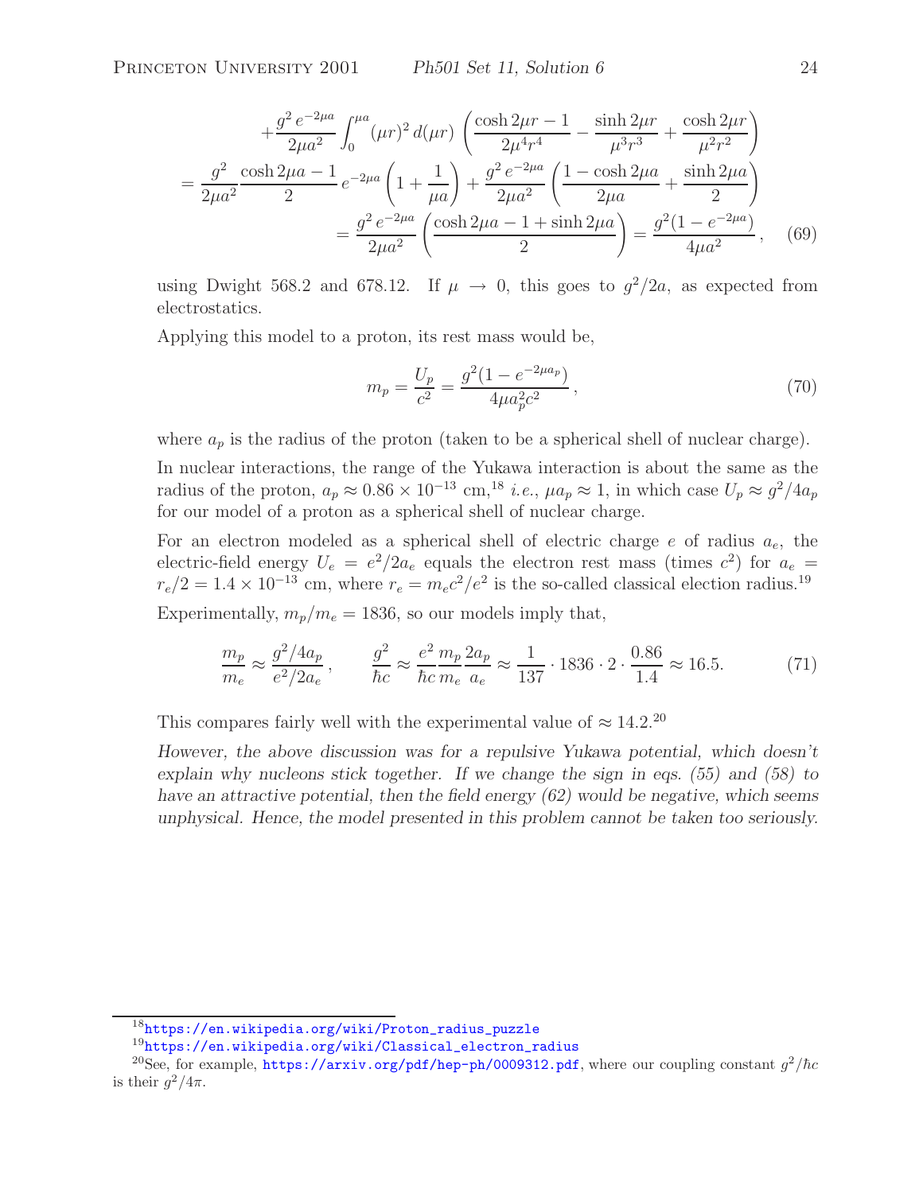$$
\begin{aligned}
&+\frac{g^2\, e^{-2\mu a}}{2\mu a^2} \int_0^{\mu a} (\mu r)^2\, d(\mu r) \left( \frac{\cosh 2\mu r - 1}{2\mu^4 r^4} - \frac{\sinh 2\mu r}{\mu^3 r^3} + \frac{\cosh 2\mu r}{\mu^2 r^2} \right) \\
&= \frac{g^2}{2\mu a^2} \frac{\cosh 2\mu a - 1}{2}\, e^{-2\mu a} \left(1 + \frac{1}{\mu a}\right) + \frac{g^2\, e^{-2\mu a}}{2\mu a^2} \left( \frac{1 - \cosh 2\mu a}{2\mu a} + \frac{\sinh 2\mu a}{2} \right) \\
&= \frac{g^2\, e^{-2\mu a}}{2\mu a^2} \left( \frac{\cosh 2\mu a - 1 + \sinh 2\mu a}{2} \right) = \frac{g^2 (1 - e^{-2\mu a})}{4\mu a^2}\,, \qquad (69)
\end{aligned}
$$

using Dwight 568.2 and 678.12. If $\mu \to 0$, this goes to $g^2/2a$, as expected from electrostatics.

Applying this model to a proton, its rest mass would be,

$$
m_p = \frac{U_p}{c^2} = \frac{g^2 (1 - e^{-2\mu a_p})}{4\mu a_p^2 c^2}\,, \qquad (70)
$$

where $a_p$ is the radius of the proton (taken to be a spherical shell of nuclear charge).

In nuclear interactions, the range of the Yukawa interaction is about the same as the radius of the proton, $a_p \approx 0.86 \times 10^{-13}$ cm,[18] *i.e.*, $\mu a_p \approx 1$, in which case $U_p \approx g^2/4a_p$ for our model of a proton as a spherical shell of nuclear charge.

For an electron modeled as a spherical shell of electric charge $e$ of radius $a_e$, the electric-field energy $U_e = e^2/2a_e$ equals the electron rest mass (times $c^2$) for $a_e = r_e/2 = 1.4 \times 10^{-13}$ cm, where $r_e = m_e c^2/e^2$ is the so-called classical election radius.[19]

Experimentally, $m_p/m_e = 1836$, so our models imply that,

$$
\frac{m_p}{m_e} \approx \frac{g^2/4a_p}{e^2/2a_e}\,, \qquad \frac{g^2}{\hbar c} \approx \frac{e^2}{\hbar c} \frac{m_p}{m_e} \frac{2a_p}{a_e} \approx \frac{1}{137} \cdot 1836 \cdot 2 \cdot \frac{0.86}{1.4} \approx 16.5. \qquad (71)
$$

This compares fairly well with the experimental value of $\approx 14.2$.[20]

*However, the above discussion was for a repulsive Yukawa potential, which doesn't explain why nucleons stick together. If we change the sign in eqs. (55) and (58) to have an attractive potential, then the field energy (62) would be negative, which seems unphysical. Hence, the model presented in this problem cannot be taken too seriously.*

---

[18] https://en.wikipedia.org/wiki/Proton_radius_puzzle

[19] https://en.wikipedia.org/wiki/Classical_electron_radius

[20] See, for example, https://arxiv.org/pdf/hep-ph/0009312.pdf, where our coupling constant $g^2/\hbar c$ is their $g^2/4\pi$.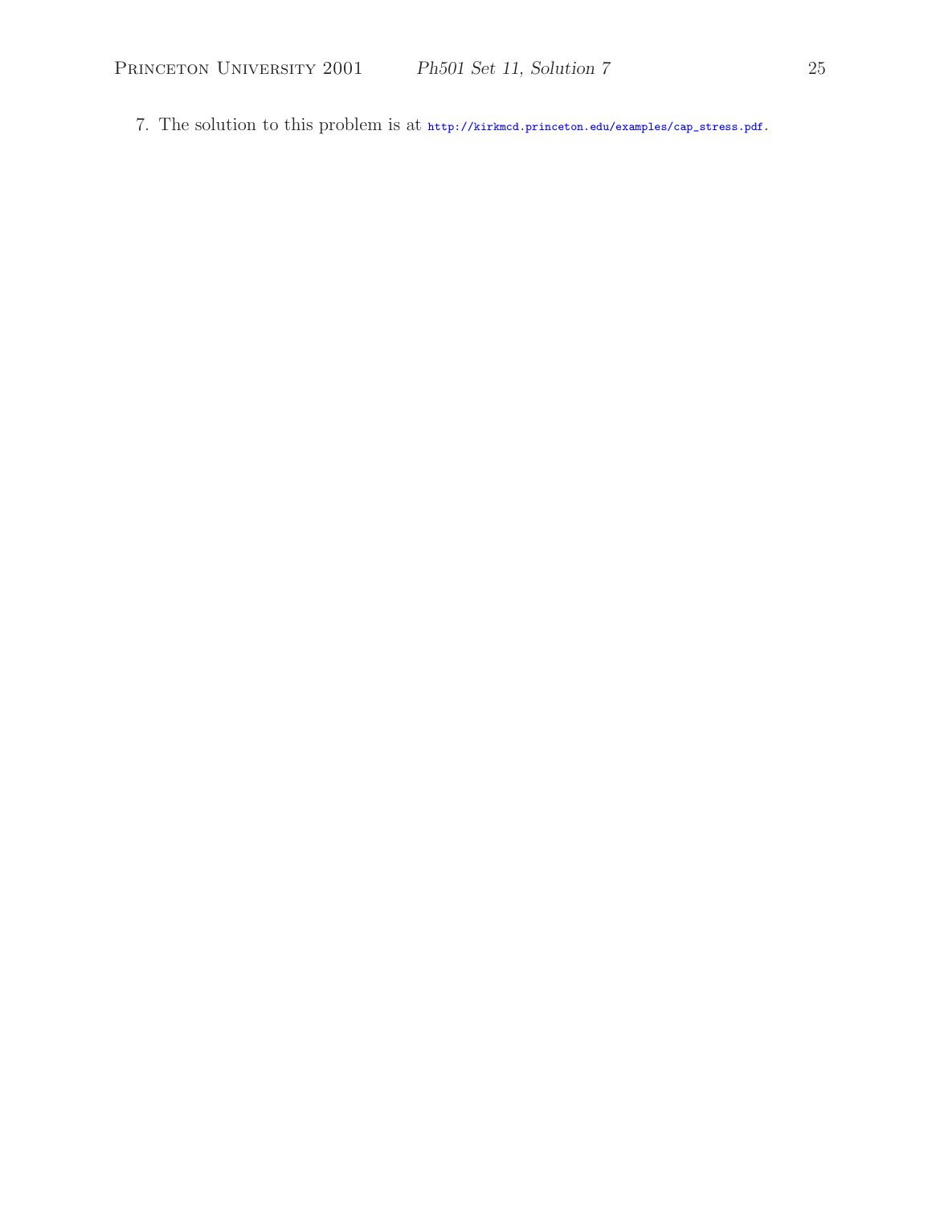7. The solution to this problem is at http://kirkmcd.princeton.edu/examples/cap_stress.pdf.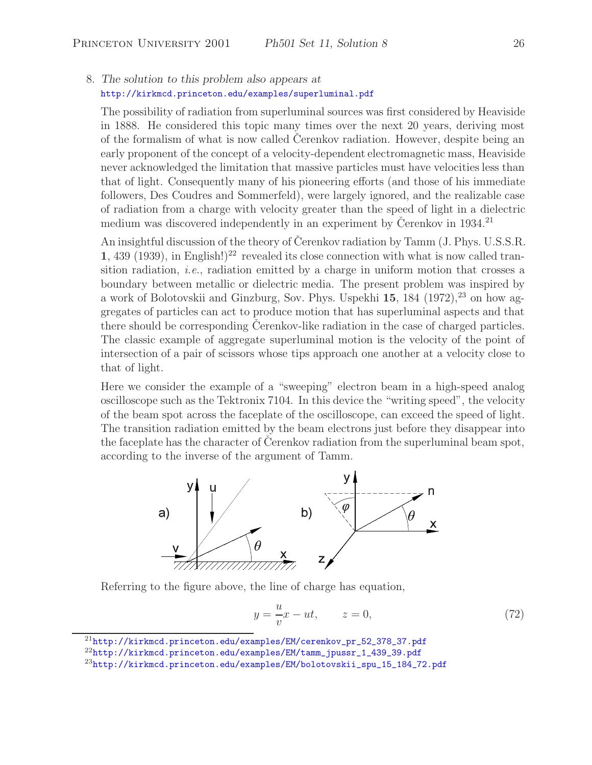8. *The solution to this problem also appears at* http://kirkmcd.princeton.edu/examples/superluminal.pdf

The possibility of radiation from superluminal sources was first considered by Heaviside in 1888. He considered this topic many times over the next 20 years, deriving most of the formalism of what is now called Čerenkov radiation. However, despite being an early proponent of the concept of a velocity-dependent electromagnetic mass, Heaviside never acknowledged the limitation that massive particles must have velocities less than that of light. Consequently many of his pioneering efforts (and those of his immediate followers, Des Coudres and Sommerfeld), were largely ignored, and the realizable case of radiation from a charge with velocity greater than the speed of light in a dielectric medium was discovered independently in an experiment by Čerenkov in 1934.[21]

An insightful discussion of the theory of Čerenkov radiation by Tamm (J. Phys. U.S.S.R. **1**, 439 (1939), in English!)[22] revealed its close connection with what is now called transition radiation, *i.e.*, radiation emitted by a charge in uniform motion that crosses a boundary between metallic or dielectric media. The present problem was inspired by a work of Bolotovskii and Ginzburg, Sov. Phys. Uspekhi **15**, 184 (1972),[23] on how aggregates of particles can act to produce motion that has superluminal aspects and that there should be corresponding Čerenkov-like radiation in the case of charged particles. The classic example of aggregate superluminal motion is the velocity of the point of intersection of a pair of scissors whose tips approach one another at a velocity close to that of light.

Here we consider the example of a "sweeping" electron beam in a high-speed analog oscilloscope such as the Tektronix 7104. In this device the "writing speed", the velocity of the beam spot across the faceplate of the oscilloscope, can exceed the speed of light. The transition radiation emitted by the beam electrons just before they disappear into the faceplate has the character of Čerenkov radiation from the superluminal beam spot, according to the inverse of the argument of Tamm.

Referring to the figure above, the line of charge has equation,

$$y = \frac{u}{v}x - ut, \qquad z = 0, \tag{72}$$

---

[21] http://kirkmcd.princeton.edu/examples/EM/cerenkov_pr_52_378_37.pdf

[22] http://kirkmcd.princeton.edu/examples/EM/tamm_jpussr_1_439_39.pdf

[23] http://kirkmcd.princeton.edu/examples/EM/bolotovskii_spu_15_184_72.pdf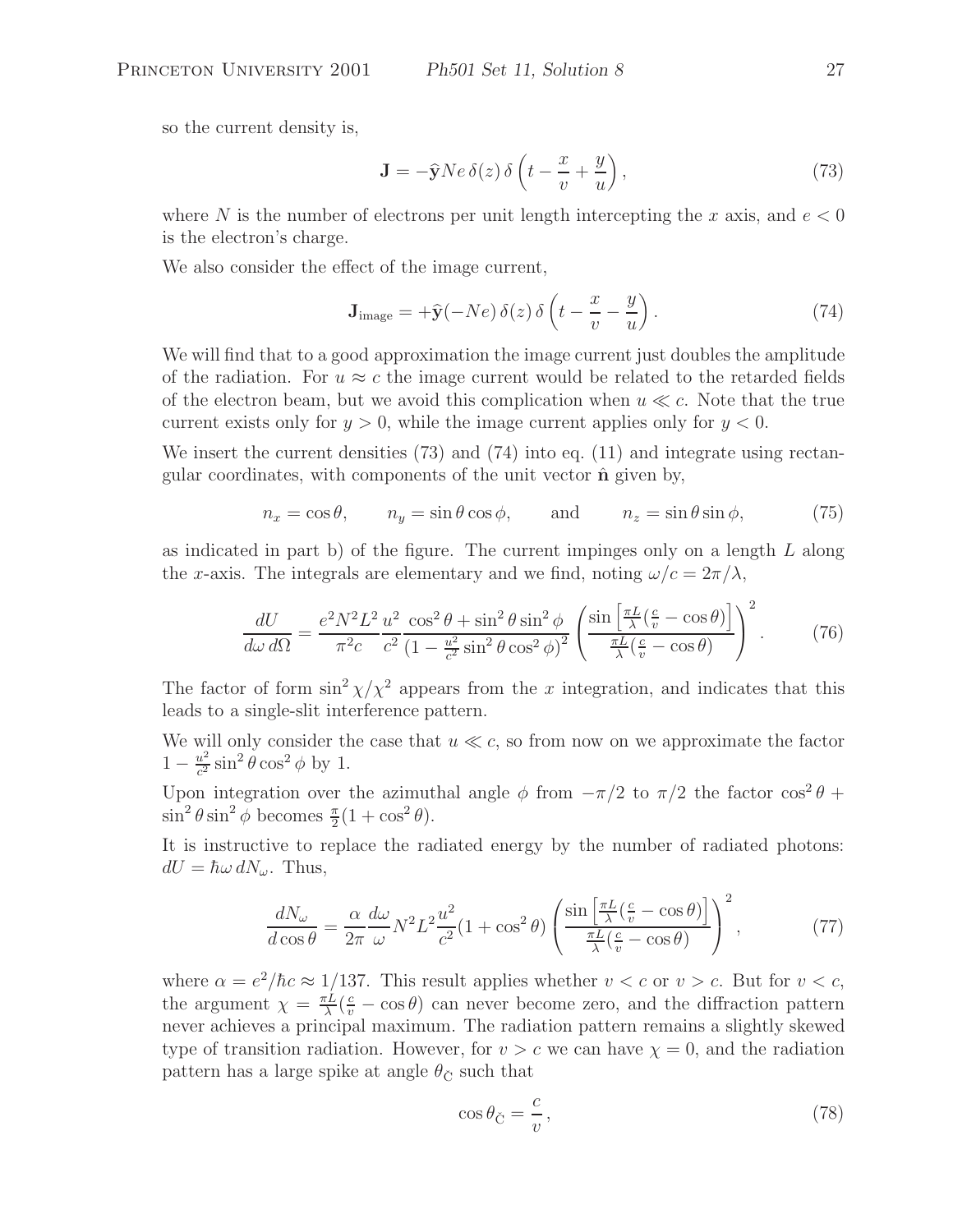so the current density is,

$$\mathbf{J} = -\hat{\mathbf{y}} Ne\, \delta(z)\, \delta\left(t - \frac{x}{v} + \frac{y}{u}\right), \tag{73}$$

where $N$ is the number of electrons per unit length intercepting the $x$ axis, and $e < 0$ is the electron's charge.

We also consider the effect of the image current,

$$\mathbf{J}_{\rm image} = +\hat{\mathbf{y}}(-Ne)\, \delta(z)\, \delta\left(t - \frac{x}{v} - \frac{y}{u}\right). \tag{74}$$

We will find that to a good approximation the image current just doubles the amplitude of the radiation. For $u \approx c$ the image current would be related to the retarded fields of the electron beam, but we avoid this complication when $u \ll c$. Note that the true current exists only for $y > 0$, while the image current applies only for $y < 0$.

We insert the current densities (73) and (74) into eq. (11) and integrate using rectangular coordinates, with components of the unit vector $\hat{\mathbf{n}}$ given by,

$$n_x = \cos\theta, \qquad n_y = \sin\theta\cos\phi, \qquad \text{and} \qquad n_z = \sin\theta\sin\phi, \tag{75}$$

as indicated in part b) of the figure. The current impinges only on a length $L$ along the $x$-axis. The integrals are elementary and we find, noting $\omega/c = 2\pi/\lambda$,

$$\frac{dU}{d\omega\, d\Omega} = \frac{e^2 N^2 L^2}{\pi^2 c} \frac{u^2}{c^2} \frac{\cos^2\theta + \sin^2\theta\sin^2\phi}{(1 - \frac{u^2}{c^2}\sin^2\theta\cos^2\phi)^2} \left( \frac{\sin\left[\frac{\pi L}{\lambda}(\frac{c}{v} - \cos\theta)\right]}{\frac{\pi L}{\lambda}(\frac{c}{v} - \cos\theta)} \right)^2. \tag{76}$$

The factor of form $\sin^2\chi/\chi^2$ appears from the $x$ integration, and indicates that this leads to a single-slit interference pattern.

We will only consider the case that $u \ll c$, so from now on we approximate the factor $1 - \frac{u^2}{c^2}\sin^2\theta\cos^2\phi$ by 1.

Upon integration over the azimuthal angle $\phi$ from $-\pi/2$ to $\pi/2$ the factor $\cos^2\theta + \sin^2\theta\sin^2\phi$ becomes $\frac{\pi}{2}(1 + \cos^2\theta)$.

It is instructive to replace the radiated energy by the number of radiated photons: $dU = \hbar\omega\, dN_\omega$. Thus,

$$\frac{dN_\omega}{d\cos\theta} = \frac{\alpha}{2\pi} \frac{d\omega}{\omega} N^2 L^2 \frac{u^2}{c^2}(1 + \cos^2\theta) \left( \frac{\sin\left[\frac{\pi L}{\lambda}(\frac{c}{v} - \cos\theta)\right]}{\frac{\pi L}{\lambda}(\frac{c}{v} - \cos\theta)} \right)^2, \tag{77}$$

where $\alpha = e^2/\hbar c \approx 1/137$. This result applies whether $v < c$ or $v > c$. But for $v < c$, the argument $\chi = \frac{\pi L}{\lambda}(\frac{c}{v} - \cos\theta)$ can never become zero, and the diffraction pattern never achieves a principal maximum. The radiation pattern remains a slightly skewed type of transition radiation. However, for $v > c$ we can have $\chi = 0$, and the radiation pattern has a large spike at angle $\theta_{\check{C}}$ such that

$$\cos\theta_{\check{C}} = \frac{c}{v}, \tag{78}$$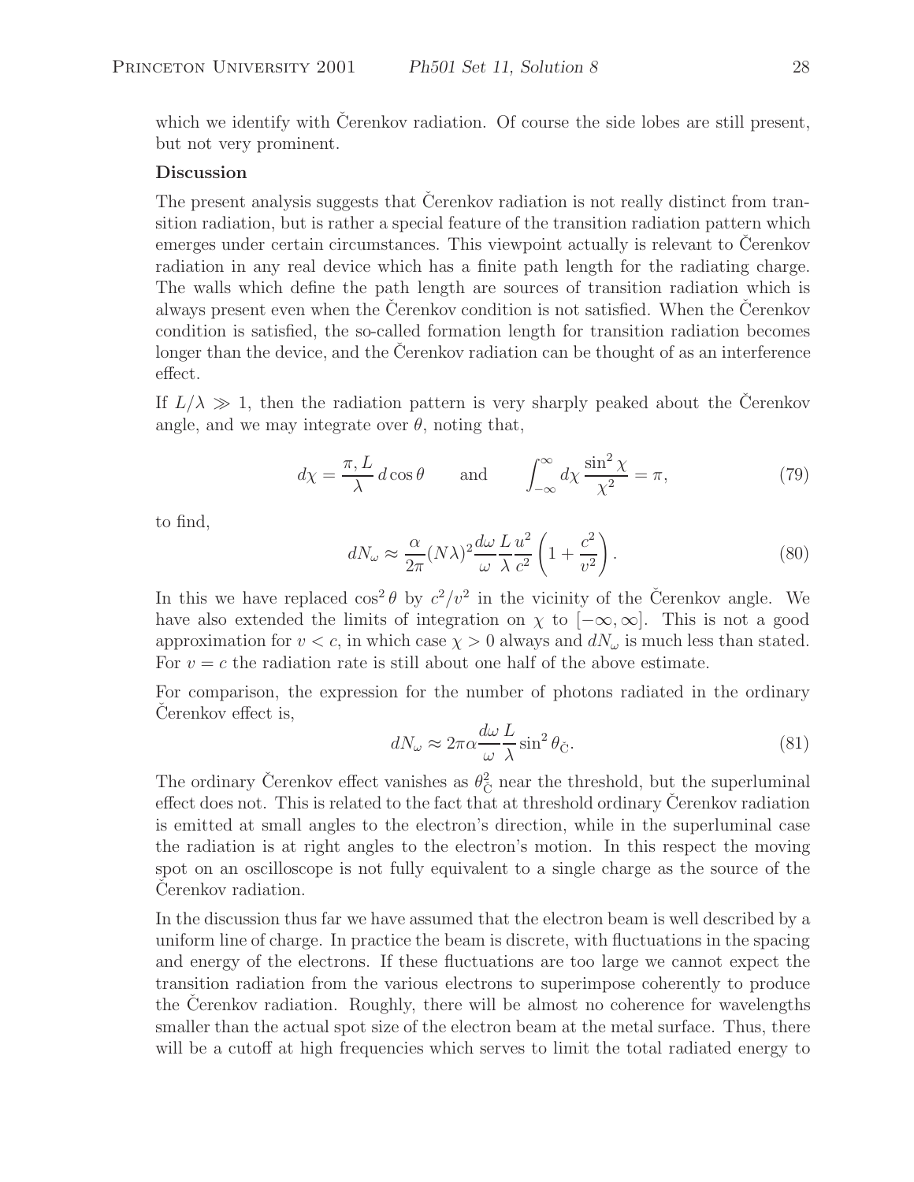which we identify with Čerenkov radiation. Of course the side lobes are still present, but not very prominent.

**Discussion**

The present analysis suggests that Čerenkov radiation is not really distinct from transition radiation, but is rather a special feature of the transition radiation pattern which emerges under certain circumstances. This viewpoint actually is relevant to Čerenkov radiation in any real device which has a finite path length for the radiating charge. The walls which define the path length are sources of transition radiation which is always present even when the Čerenkov condition is not satisfied. When the Čerenkov condition is satisfied, the so-called formation length for transition radiation becomes longer than the device, and the Čerenkov radiation can be thought of as an interference effect.

If $L/\lambda \gg 1$, then the radiation pattern is very sharply peaked about the Čerenkov angle, and we may integrate over $\theta$, noting that,

$$d\chi = \frac{\pi, L}{\lambda} \, d\cos\theta \qquad \text{and} \qquad \int_{-\infty}^{\infty} d\chi \, \frac{\sin^2 \chi}{\chi^2} = \pi, \tag{79}$$

to find,

$$dN_\omega \approx \frac{\alpha}{2\pi} (N\lambda)^2 \frac{d\omega}{\omega} \frac{L}{\lambda} \frac{u^2}{c^2} \left( 1 + \frac{c^2}{v^2} \right). \tag{80}$$

In this we have replaced $\cos^2\theta$ by $c^2/v^2$ in the vicinity of the Čerenkov angle. We have also extended the limits of integration on $\chi$ to $[-\infty, \infty]$. This is not a good approximation for $v < c$, in which case $\chi > 0$ always and $dN_\omega$ is much less than stated. For $v = c$ the radiation rate is still about one half of the above estimate.

For comparison, the expression for the number of photons radiated in the ordinary Čerenkov effect is,

$$dN_\omega \approx 2\pi\alpha \frac{d\omega}{\omega} \frac{L}{\lambda} \sin^2 \theta_{\check{C}}. \tag{81}$$

The ordinary Čerenkov effect vanishes as $\theta_{\check{C}}^2$ near the threshold, but the superluminal effect does not. This is related to the fact that at threshold ordinary Čerenkov radiation is emitted at small angles to the electron's direction, while in the superluminal case the radiation is at right angles to the electron's motion. In this respect the moving spot on an oscilloscope is not fully equivalent to a single charge as the source of the Čerenkov radiation.

In the discussion thus far we have assumed that the electron beam is well described by a uniform line of charge. In practice the beam is discrete, with fluctuations in the spacing and energy of the electrons. If these fluctuations are too large we cannot expect the transition radiation from the various electrons to superimpose coherently to produce the Čerenkov radiation. Roughly, there will be almost no coherence for wavelengths smaller than the actual spot size of the electron beam at the metal surface. Thus, there will be a cutoff at high frequencies which serves to limit the total radiated energy to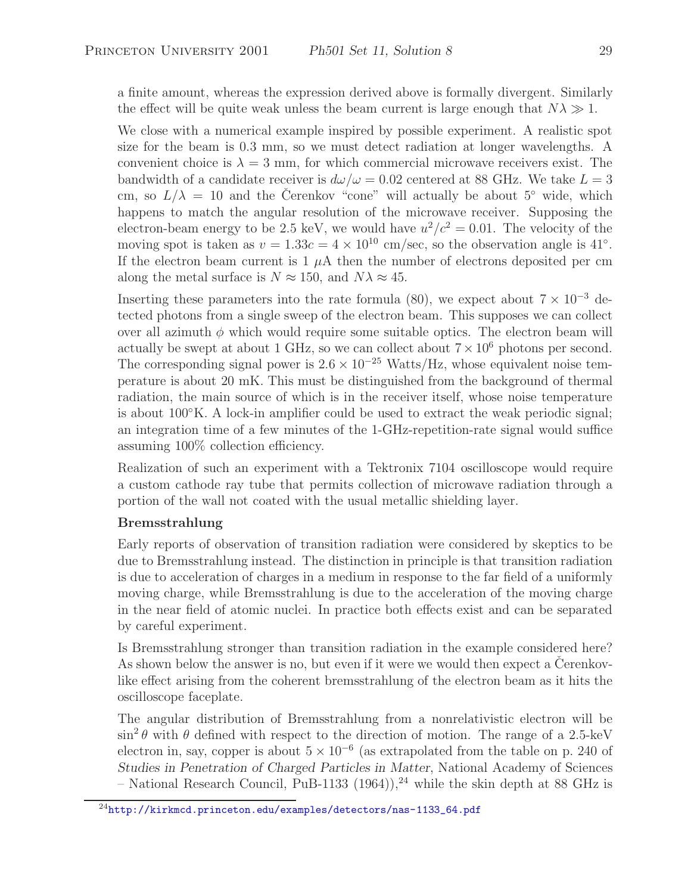a finite amount, whereas the expression derived above is formally divergent. Similarly the effect will be quite weak unless the beam current is large enough that $N\lambda \gg 1$.

We close with a numerical example inspired by possible experiment. A realistic spot size for the beam is 0.3 mm, so we must detect radiation at longer wavelengths. A convenient choice is $\lambda = 3$ mm, for which commercial microwave receivers exist. The bandwidth of a candidate receiver is $d\omega/\omega = 0.02$ centered at 88 GHz. We take $L = 3$ cm, so $L/\lambda = 10$ and the Čerenkov "cone" will actually be about 5° wide, which happens to match the angular resolution of the microwave receiver. Supposing the electron-beam energy to be 2.5 keV, we would have $u^2/c^2 = 0.01$. The velocity of the moving spot is taken as $v = 1.33c = 4 \times 10^{10}$ cm/sec, so the observation angle is 41°. If the electron beam current is 1 $\mu$A then the number of electrons deposited per cm along the metal surface is $N \approx 150$, and $N\lambda \approx 45$.

Inserting these parameters into the rate formula (80), we expect about $7 \times 10^{-3}$ detected photons from a single sweep of the electron beam. This supposes we can collect over all azimuth $\phi$ which would require some suitable optics. The electron beam will actually be swept at about 1 GHz, so we can collect about $7 \times 10^6$ photons per second. The corresponding signal power is $2.6 \times 10^{-25}$ Watts/Hz, whose equivalent noise temperature is about 20 mK. This must be distinguished from the background of thermal radiation, the main source of which is in the receiver itself, whose noise temperature is about 100°K. A lock-in amplifier could be used to extract the weak periodic signal; an integration time of a few minutes of the 1-GHz-repetition-rate signal would suffice assuming 100% collection efficiency.

Realization of such an experiment with a Tektronix 7104 oscilloscope would require a custom cathode ray tube that permits collection of microwave radiation through a portion of the wall not coated with the usual metallic shielding layer.

**Bremsstrahlung**

Early reports of observation of transition radiation were considered by skeptics to be due to Bremsstrahlung instead. The distinction in principle is that transition radiation is due to acceleration of charges in a medium in response to the far field of a uniformly moving charge, while Bremsstrahlung is due to the acceleration of the moving charge in the near field of atomic nuclei. In practice both effects exist and can be separated by careful experiment.

Is Bremsstrahlung stronger than transition radiation in the example considered here? As shown below the answer is no, but even if it were we would then expect a Čerenkov-like effect arising from the coherent bremsstrahlung of the electron beam as it hits the oscilloscope faceplate.

The angular distribution of Bremsstrahlung from a nonrelativistic electron will be $\sin^2\theta$ with $\theta$ defined with respect to the direction of motion. The range of a 2.5-keV electron in, say, copper is about $5 \times 10^{-6}$ (as extrapolated from the table on p. 240 of *Studies in Penetration of Charged Particles in Matter*, National Academy of Sciences – National Research Council, PuB-1133 (1964)),[24] while the skin depth at 88 GHz is

[24] http://kirkmcd.princeton.edu/examples/detectors/nas-1133_64.pdf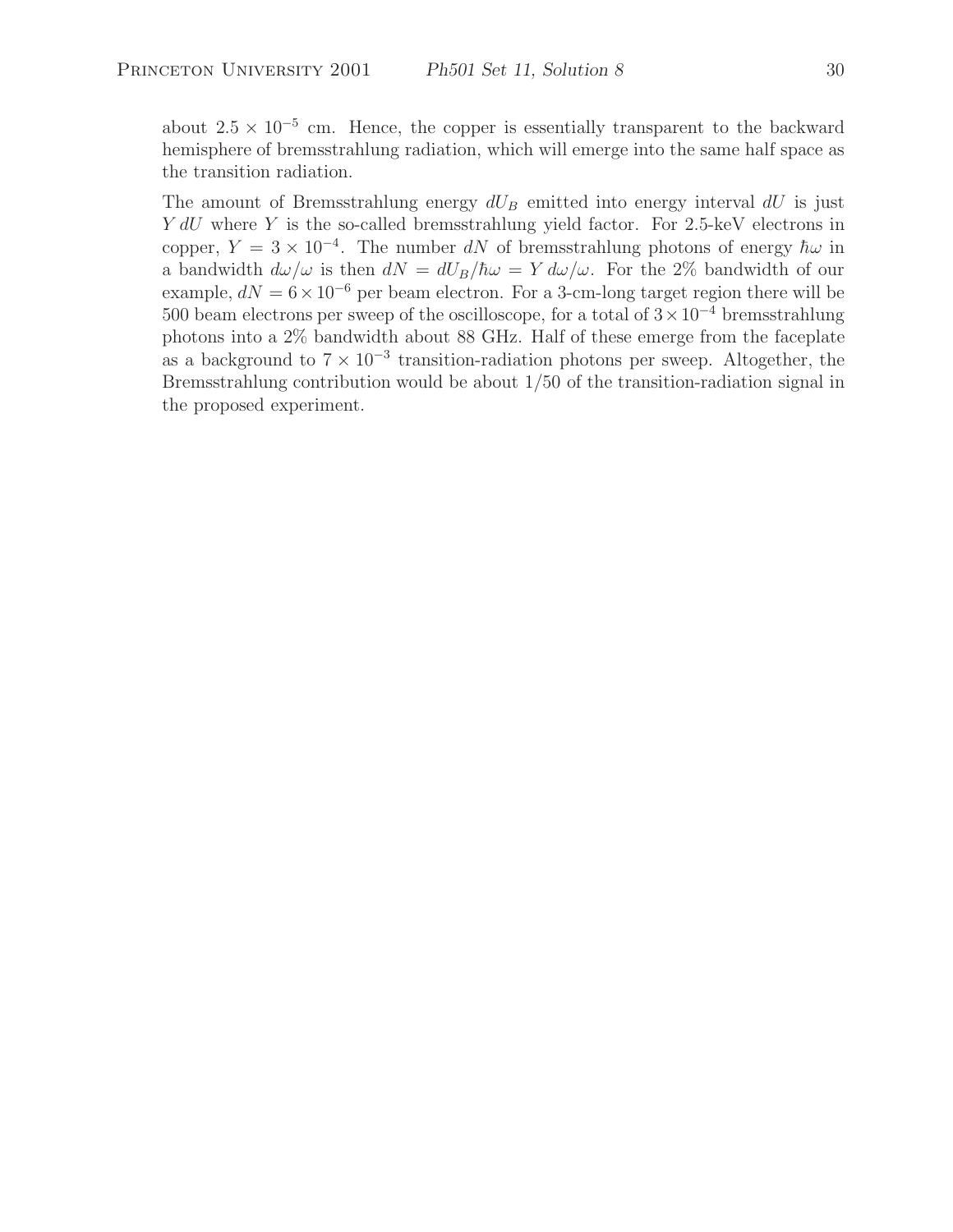about $2.5 \times 10^{-5}$ cm. Hence, the copper is essentially transparent to the backward hemisphere of bremsstrahlung radiation, which will emerge into the same half space as the transition radiation.

The amount of Bremsstrahlung energy $dU_B$ emitted into energy interval $dU$ is just $Y\,dU$ where $Y$ is the so-called bremsstrahlung yield factor. For 2.5-keV electrons in copper, $Y = 3 \times 10^{-4}$. The number $dN$ of bremsstrahlung photons of energy $\hbar\omega$ in a bandwidth $d\omega/\omega$ is then $dN = dU_B/\hbar\omega = Y\,d\omega/\omega$. For the 2% bandwidth of our example, $dN = 6 \times 10^{-6}$ per beam electron. For a 3-cm-long target region there will be 500 beam electrons per sweep of the oscilloscope, for a total of $3 \times 10^{-4}$ bremsstrahlung photons into a 2% bandwidth about 88 GHz. Half of these emerge from the faceplate as a background to $7 \times 10^{-3}$ transition-radiation photons per sweep. Altogether, the Bremsstrahlung contribution would be about 1/50 of the transition-radiation signal in the proposed experiment.